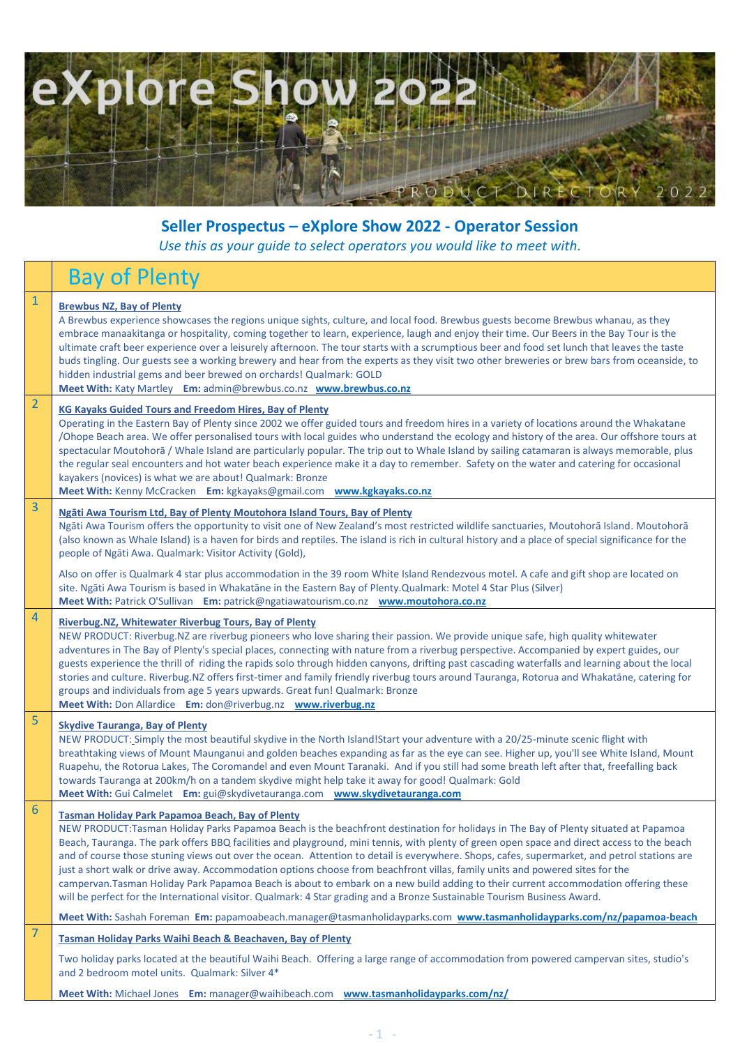# eXplore Show 2022

PRODUCT DIRECTORY 2022

## Seller Prospectus – eXplore Show 2022 - Operator Session

*Use this as your guide to select operators you would like to meet with.*

| | Bay of Plenty |
|---|---|
| 1 | **Brewbus NZ, Bay of Plenty**<br>A Brewbus experience showcases the regions unique sights, culture, and local food. Brewbus guests become Brewbus whanau, as they embrace manaakitanga or hospitality, coming together to learn, experience, laugh and enjoy their time. Our Beers in the Bay Tour is the ultimate craft beer experience over a leisurely afternoon. The tour starts with a scrumptious beer and food set lunch that leaves the taste buds tingling. Our guests see a working brewery and hear from the experts as they visit two other breweries or brew bars from oceanside, to hidden industrial gems and beer brewed on orchards! Qualmark: GOLD<br>**Meet With:** Katy Martley **Em:** admin@brewbus.co.nz **www.brewbus.co.nz** |
| 2 | **KG Kayaks Guided Tours and Freedom Hires, Bay of Plenty**<br>Operating in the Eastern Bay of Plenty since 2002 we offer guided tours and freedom hires in a variety of locations around the Whakatane /Ohope Beach area. We offer personalised tours with local guides who understand the ecology and history of the area. Our offshore tours at spectacular Moutohorā / Whale Island are particularly popular. The trip out to Whale Island by sailing catamaran is always memorable, plus the regular seal encounters and hot water beach experience make it a day to remember. Safety on the water and catering for occasional kayakers (novices) is what we are about! Qualmark: Bronze<br>**Meet With:** Kenny McCracken **Em:** kgkayaks@gmail.com **www.kgkayaks.co.nz** |
| 3 | **Ngāti Awa Tourism Ltd, Bay of Plenty Moutohora Island Tours, Bay of Plenty**<br>Ngāti Awa Tourism offers the opportunity to visit one of New Zealand's most restricted wildlife sanctuaries, Moutohorā Island. Moutohorā (also known as Whale Island) is a haven for birds and reptiles. The island is rich in cultural history and a place of special significance for the people of Ngāti Awa. Qualmark: Visitor Activity (Gold),<br><br>Also on offer is Qualmark 4 star plus accommodation in the 39 room White Island Rendezvous motel. A cafe and gift shop are located on site. Ngāti Awa Tourism is based in Whakatāne in the Eastern Bay of Plenty.Qualmark: Motel 4 Star Plus (Silver)<br>**Meet With:** Patrick O'Sullivan **Em:** patrick@ngatiawatourism.co.nz **www.moutohora.co.nz** |
| 4 | **Riverbug.NZ, Whitewater Riverbug Tours, Bay of Plenty**<br>NEW PRODUCT: Riverbug.NZ are riverbug pioneers who love sharing their passion. We provide unique safe, high quality whitewater adventures in The Bay of Plenty's special places, connecting with nature from a riverbug perspective. Accompanied by expert guides, our guests experience the thrill of riding the rapids solo through hidden canyons, drifting past cascading waterfalls and learning about the local stories and culture. Riverbug.NZ offers first-timer and family friendly riverbug tours around Tauranga, Rotorua and Whakatāne, catering for groups and individuals from age 5 years upwards. Great fun! Qualmark: Bronze<br>**Meet With:** Don Allardice **Em:** don@riverbug.nz **www.riverbug.nz** |
| 5 | **Skydive Tauranga, Bay of Plenty**<br>NEW PRODUCT: Simply the most beautiful skydive in the North Island!Start your adventure with a 20/25-minute scenic flight with breathtaking views of Mount Maunganui and golden beaches expanding as far as the eye can see. Higher up, you'll see White Island, Mount Ruapehu, the Rotorua Lakes, The Coromandel and even Mount Taranaki. And if you still had some breath left after that, freefalling back towards Tauranga at 200km/h on a tandem skydive might help take it away for good! Qualmark: Gold<br>**Meet With:** Gui Calmelet **Em:** gui@skydivetauranga.com **www.skydivetauranga.com** |
| 6 | **Tasman Holiday Park Papamoa Beach, Bay of Plenty**<br>NEW PRODUCT:Tasman Holiday Parks Papamoa Beach is the beachfront destination for holidays in The Bay of Plenty situated at Papamoa Beach, Tauranga. The park offers BBQ facilities and playground, mini tennis, with plenty of green open space and direct access to the beach and of course those stuning views out over the ocean. Attention to detail is everywhere. Shops, cafes, supermarket, and petrol stations are just a short walk or drive away. Accommodation options choose from beachfront villas, family units and powered sites for the campervan.Tasman Holiday Park Papamoa Beach is about to embark on a new build adding to their current accommodation offering these will be perfect for the International visitor. Qualmark: 4 Star grading and a Bronze Sustainable Tourism Business Award.<br><br>**Meet With:** Sashah Foreman **Em:** papamoabeach.manager@tasmanholidayparks.com **www.tasmanholidayparks.com/nz/papamoa-beach** |
| 7 | **Tasman Holiday Parks Waihi Beach & Beachaven, Bay of Plenty**<br><br>Two holiday parks located at the beautiful Waihi Beach. Offering a large range of accommodation from powered campervan sites, studio's and 2 bedroom motel units. Qualmark: Silver 4*<br><br>**Meet With:** Michael Jones **Em:** manager@waihibeach.com **www.tasmanholidayparks.com/nz/** |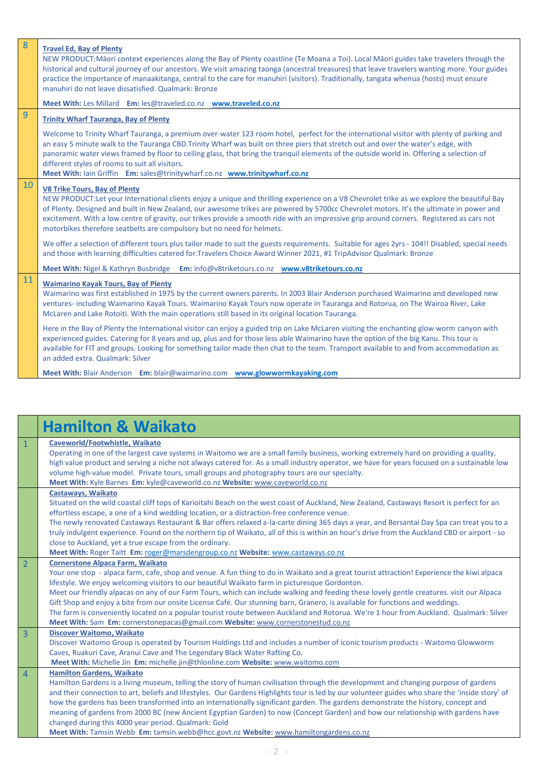| | |
|---|---|
| 8 | **Travel Ed, Bay of Plenty**<br>NEW PRODUCT:Māori context experiences along the Bay of Plenty coastline (Te Moana a Toi). Local Māori guides take travelers through the historical and cultural journey of our ancestors. We visit amazing taonga (ancestral treasures) that leave travelers wanting more. Your guides practice the importance of manaakitanga, central to the care for manuhiri (visitors). Traditionally, tangata whenua (hosts) must ensure manuhiri do not leave dissatisfied. Qualmark: Bronze<br>**Meet With:** Les Millard **Em:** les@traveled.co.nz **www.traveled.co.nz** |
| 9 | **Trinity Wharf Tauranga, Bay of Plenty**<br>Welcome to Trinity Wharf Tauranga, a premium over-water 123 room hotel, perfect for the international visitor with plenty of parking and an easy 5 minute walk to the Tauranga CBD.Trinity Wharf was built on three piers that stretch out and over the water's edge, with panoramic water views framed by floor to ceiling glass, that bring the tranquil elements of the outside world in. Offering a selection of different styles of rooms to suit all visitors.<br>**Meet With:** Iain Griffin **Em:** sales@trinitywharf.co.nz **www.trinitywharf.co.nz** |
| 10 | **V8 Trike Tours, Bay of Plenty**<br>NEW PRODUCT:Let your International clients enjoy a unique and thrilling experience on a V8 Chevrolet trike as we explore the beautiful Bay of Plenty. Designed and built in New Zealand, our awesome trikes are powered by 5700cc Chevrolet motors. It's the ultimate in power and excitement. With a low centre of gravity, our trikes provide a smooth ride with an impressive grip around corners. Registered as cars not motorbikes therefore seatbelts are compulsory but no need for helmets.<br>We offer a selection of different tours plus tailor made to suit the guests requirements. Suitable for ages 2yrs - 104!! Disabled, special needs and those with learning difficulties catered for.Travelers Choice Award Winner 2021, #1 TripAdvisor Qualmark: Bronze<br>**Meet With:** Nigel & Kathryn Busbridge **Em:** info@v8triketours.co.nz **www.v8triketours.co.nz** |
| 11 | **Waimarino Kayak Tours, Bay of Plenty**<br>Waimarino was first established in 1975 by the current owners parents. In 2003 Blair Anderson purchased Waimarino and developed new ventures- including Waimarino Kayak Tours. Waimarino Kayak Tours now operate in Tauranga and Rotorua, on The Wairoa River, Lake McLaren and Lake Rotoiti. With the main operations still based in its original location Tauranga.<br>Here in the Bay of Plenty the International visitor can enjoy a guided trip on Lake McLaren visiting the enchanting glow worm canyon with experienced guides. Catering for 8 years and up, plus and for those less able Waimarino have the option of the big Kanu. This tour is available for FIT and groups. Looking for something tailor made then chat to the team. Transport available to and from accommodation as an added extra. Qualmark: Silver<br>**Meet With:** Blair Anderson **Em:** blair@waimarino.com **www.glowwormkayaking.com** |

| | **Hamilton & Waikato** |
|---|---|
| 1 | **Caveworld/Footwhistle, Waikato**<br>Operating in one of the largest cave systems in Waitomo we are a small family business, working extremely hard on providing a quality, high value product and serving a niche not always catered for. As a small industry operator, we have for years focused on a sustainable low volume high-value model. Private tours, small groups and photography tours are our specialty.<br>**Meet With:** Kyle Barnes **Em:** kyle@caveworld.co.nz **Website:** www.caveworld.co.nz |
| | **Castaways, Waikato**<br>Situated on the wild coastal cliff tops of Karioitahi Beach on the west coast of Auckland, New Zealand, Castaways Resort is perfect for an effortless escape, a one of a kind wedding location, or a distraction-free conference venue.<br>The newly renovated Castaways Restaurant & Bar offers relaxed a-la-carte dining 365 days a year, and Bersantai Day Spa can treat you to a truly indulgent experience. Found on the northern tip of Waikato, all of this is within an hour's drive from the Auckland CBD or airport - so close to Auckland, yet a true escape from the ordinary.<br>**Meet With:** Roger Taitt **Em:** roger@marsdengroup.co.nz **Website:** www.castaways.co.nz |
| 2 | **Cornerstone Alpaca Farm, Waikato**<br>Your one stop - alpaca farm, cafe, shop and venue. A fun thing to do in Waikato and a great tourist attraction! Experience the kiwi alpaca lifestyle. We enjoy welcoming visitors to our beautiful Waikato farm in picturesque Gordonton.<br>Meet our friendly alpacas on any of our Farm Tours, which can include walking and feeding these lovely gentle creatures. visit our Alpaca Gift Shop and enjoy a bite from our onsite License Café. Our stunning barn, Granero, is available for functions and weddings.<br>The farm is conveniently located on a popular tourist route between Auckland and Rotorua. We're 1 hour from Auckland. Qualmark: Silver<br>**Meet With:** Sam **Em:** cornerstonepacas@gmail.com **Website:** www.cornerstonestud.co.nz |
| 3 | **Discover Waitomo, Waikato**<br>Discover Waitomo Group is operated by Tourism Holdings Ltd and includes a number of iconic tourism products - Waitomo Glowworm Caves, Ruakuri Cave, Aranui Cave and The Legendary Black Water Rafting Co.<br>**Meet With:** Michelle Jin **Em:** michelle.jin@thlonline.com **Website:** www.waitomo.com |
| 4 | **Hamilton Gardens, Waikato**<br>Hamilton Gardens is a living museum, telling the story of human civilisation through the development and changing purpose of gardens and their connection to art, beliefs and lifestyles. Our Gardens Highlights tour is led by our volunteer guides who share the 'inside story' of how the gardens has been transformed into an internationally significant garden. The gardens demonstrate the history, concept and meaning of gardens from 2000 BC (new Ancient Egyptian Garden) to now (Concept Garden) and how our relationship with gardens have changed during this 4000 year period. Qualmark: Gold<br>**Meet With:** Tamsin Webb **Em:** tamsin.webb@hcc.govt.nz **Website:** www.hamiltongardens.co.nz |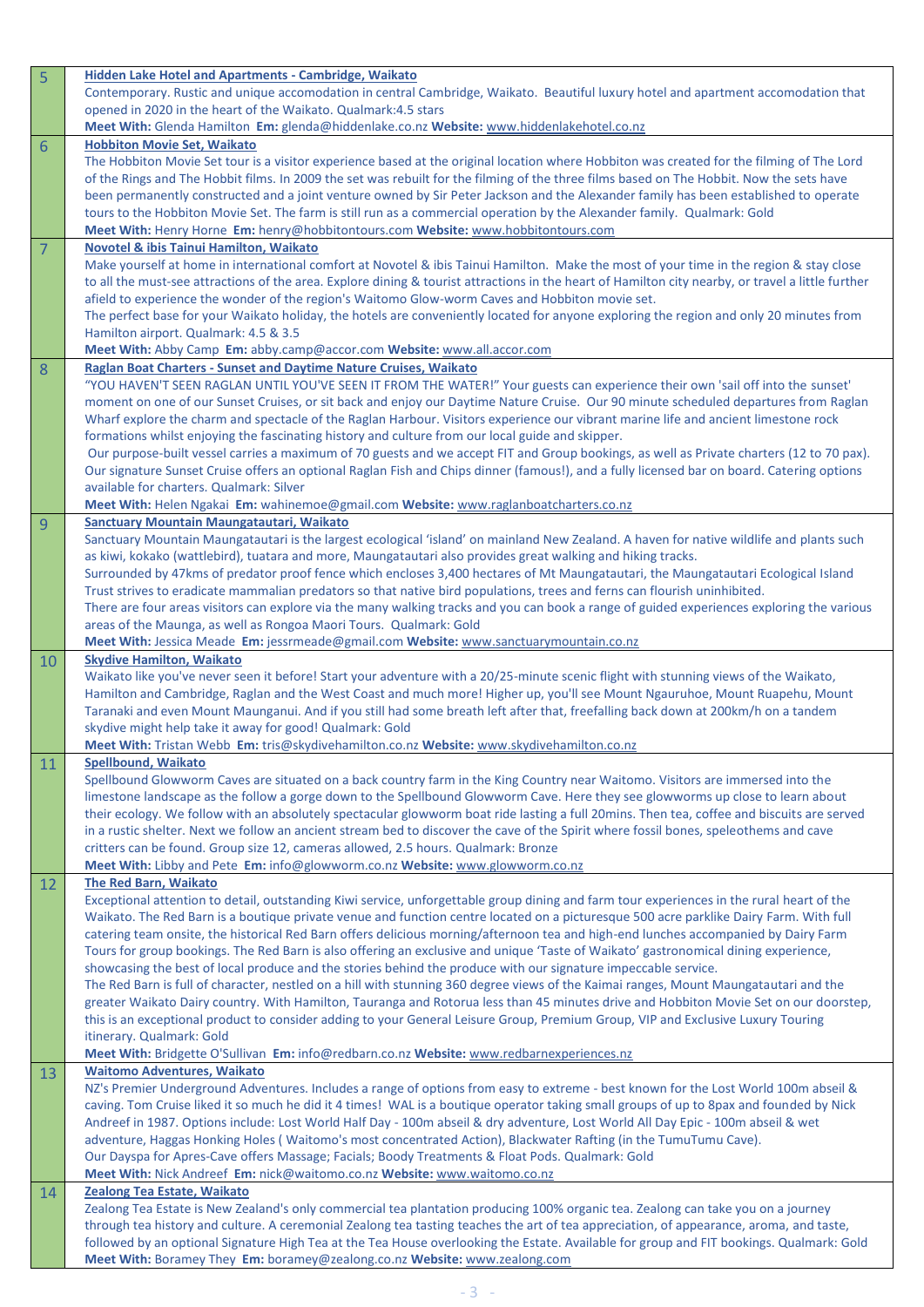| | |
|---|---|
| 5 | **Hidden Lake Hotel and Apartments - Cambridge, Waikato**<br>Contemporary. Rustic and unique accomodation in central Cambridge, Waikato. Beautiful luxury hotel and apartment accomodation that opened in 2020 in the heart of the Waikato. Qualmark:4.5 stars<br>**Meet With:** Glenda Hamilton **Em:** glenda@hiddenlake.co.nz **Website:** www.hiddenlakehotel.co.nz |
| 6 | **Hobbiton Movie Set, Waikato**<br>The Hobbiton Movie Set tour is a visitor experience based at the original location where Hobbiton was created for the filming of The Lord of the Rings and The Hobbit films. In 2009 the set was rebuilt for the filming of the three films based on The Hobbit. Now the sets have been permanently constructed and a joint venture owned by Sir Peter Jackson and the Alexander family has been established to operate tours to the Hobbiton Movie Set. The farm is still run as a commercial operation by the Alexander family. Qualmark: Gold<br>**Meet With:** Henry Horne **Em:** henry@hobbitontours.com **Website:** www.hobbitontours.com |
| 7 | **Novotel & ibis Tainui Hamilton, Waikato**<br>Make yourself at home in international comfort at Novotel & ibis Tainui Hamilton. Make the most of your time in the region & stay close to all the must-see attractions of the area. Explore dining & tourist attractions in the heart of Hamilton city nearby, or travel a little further afield to experience the wonder of the region's Waitomo Glow-worm Caves and Hobbiton movie set.<br>The perfect base for your Waikato holiday, the hotels are conveniently located for anyone exploring the region and only 20 minutes from Hamilton airport. Qualmark: 4.5 & 3.5<br>**Meet With:** Abby Camp **Em:** abby.camp@accor.com **Website:** www.all.accor.com |
| 8 | **Raglan Boat Charters - Sunset and Daytime Nature Cruises, Waikato**<br>"YOU HAVEN'T SEEN RAGLAN UNTIL YOU'VE SEEN IT FROM THE WATER!" Your guests can experience their own 'sail off into the sunset' moment on one of our Sunset Cruises, or sit back and enjoy our Daytime Nature Cruise. Our 90 minute scheduled departures from Raglan Wharf explore the charm and spectacle of the Raglan Harbour. Visitors experience our vibrant marine life and ancient limestone rock formations whilst enjoying the fascinating history and culture from our local guide and skipper.<br>Our purpose-built vessel carries a maximum of 70 guests and we accept FIT and Group bookings, as well as Private charters (12 to 70 pax). Our signature Sunset Cruise offers an optional Raglan Fish and Chips dinner (famous!), and a fully licensed bar on board. Catering options available for charters. Qualmark: Silver<br>**Meet With:** Helen Ngakai **Em:** wahinemoe@gmail.com **Website:** www.raglanboatcharters.co.nz |
| 9 | **Sanctuary Mountain Maungatautari, Waikato**<br>Sanctuary Mountain Maungatautari is the largest ecological 'island' on mainland New Zealand. A haven for native wildlife and plants such as kiwi, kokako (wattlebird), tuatara and more, Maungatautari also provides great walking and hiking tracks.<br>Surrounded by 47kms of predator proof fence which encloses 3,400 hectares of Mt Maungatautari, the Maungatautari Ecological Island Trust strives to eradicate mammalian predators so that native bird populations, trees and ferns can flourish uninhibited.<br>There are four areas visitors can explore via the many walking tracks and you can book a range of guided experiences exploring the various areas of the Maunga, as well as Rongoa Maori Tours. Qualmark: Gold<br>**Meet With:** Jessica Meade **Em:** jessrmeade@gmail.com **Website:** www.sanctuarymountain.co.nz |
| 10 | **Skydive Hamilton, Waikato**<br>Waikato like you've never seen it before! Start your adventure with a 20/25-minute scenic flight with stunning views of the Waikato, Hamilton and Cambridge, Raglan and the West Coast and much more! Higher up, you'll see Mount Ngauruhoe, Mount Ruapehu, Mount Taranaki and even Mount Maunganui. And if you still had some breath left after that, freefalling back down at 200km/h on a tandem skydive might help take it away for good! Qualmark: Gold<br>**Meet With:** Tristan Webb **Em:** tris@skydivehamilton.co.nz **Website:** www.skydivehamilton.co.nz |
| 11 | **Spellbound, Waikato**<br>Spellbound Glowworm Caves are situated on a back country farm in the King Country near Waitomo. Visitors are immersed into the limestone landscape as the follow a gorge down to the Spellbound Glowworm Cave. Here they see glowworms up close to learn about their ecology. We follow with an absolutely spectacular glowworm boat ride lasting a full 20mins. Then tea, coffee and biscuits are served in a rustic shelter. Next we follow an ancient stream bed to discover the cave of the Spirit where fossil bones, speleothems and cave critters can be found. Group size 12, cameras allowed, 2.5 hours. Qualmark: Bronze<br>**Meet With:** Libby and Pete **Em:** info@glowworm.co.nz **Website:** www.glowworm.co.nz |
| 12 | **The Red Barn, Waikato**<br>Exceptional attention to detail, outstanding Kiwi service, unforgettable group dining and farm tour experiences in the rural heart of the Waikato. The Red Barn is a boutique private venue and function centre located on a picturesque 500 acre parklike Dairy Farm. With full catering team onsite, the historical Red Barn offers delicious morning/afternoon tea and high-end lunches accompanied by Dairy Farm Tours for group bookings. The Red Barn is also offering an exclusive and unique 'Taste of Waikato' gastronomical dining experience, showcasing the best of local produce and the stories behind the produce with our signature impeccable service.<br>The Red Barn is full of character, nestled on a hill with stunning 360 degree views of the Kaimai ranges, Mount Maungatautari and the greater Waikato Dairy country. With Hamilton, Tauranga and Rotorua less than 45 minutes drive and Hobbiton Movie Set on our doorstep, this is an exceptional product to consider adding to your General Leisure Group, Premium Group, VIP and Exclusive Luxury Touring itinerary. Qualmark: Gold<br>**Meet With:** Bridgette O'Sullivan **Em:** info@redbarn.co.nz **Website:** www.redbarnexperiences.nz |
| 13 | **Waitomo Adventures, Waikato**<br>NZ's Premier Underground Adventures. Includes a range of options from easy to extreme - best known for the Lost World 100m abseil & caving. Tom Cruise liked it so much he did it 4 times! WAL is a boutique operator taking small groups of up to 8pax and founded by Nick Andreef in 1987. Options include: Lost World Half Day - 100m abseil & dry adventure, Lost World All Day Epic - 100m abseil & wet adventure, Haggas Honking Holes ( Waitomo's most concentrated Action), Blackwater Rafting (in the TumuTumu Cave).<br>Our Dayspa for Apres-Cave offers Massage; Facials; Boody Treatments & Float Pods. Qualmark: Gold<br>**Meet With:** Nick Andreef **Em:** nick@waitomo.co.nz **Website:** www.waitomo.co.nz |
| 14 | **Zealong Tea Estate, Waikato**<br>Zealong Tea Estate is New Zealand's only commercial tea plantation producing 100% organic tea. Zealong can take you on a journey through tea history and culture. A ceremonial Zealong tea tasting teaches the art of tea appreciation, of appearance, aroma, and taste, followed by an optional Signature High Tea at the Tea House overlooking the Estate. Available for group and FIT bookings. Qualmark: Gold<br>**Meet With:** Boramey They **Em:** boramey@zealong.co.nz **Website:** www.zealong.com |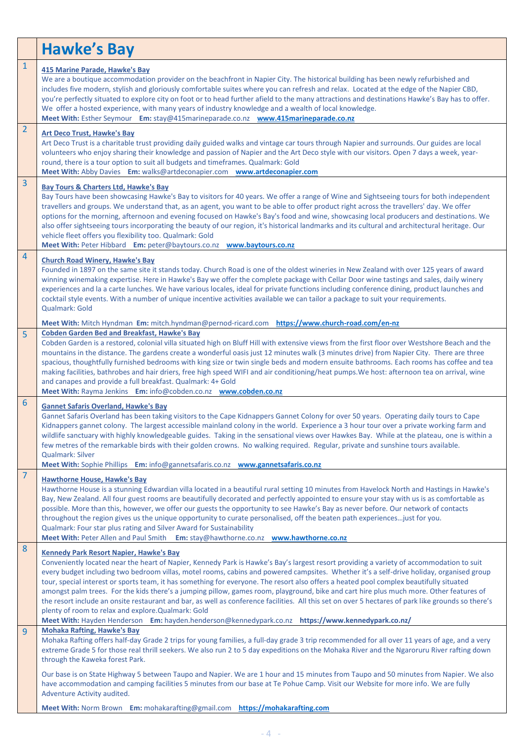| | Hawke's Bay |
|---|---|
| 1 | **415 Marine Parade, Hawke's Bay**<br>We are a boutique accommodation provider on the beachfront in Napier City. The historical building has been newly refurbished and includes five modern, stylish and gloriously comfortable suites where you can refresh and relax. Located at the edge of the Napier CBD, you're perfectly situated to explore city on foot or to head further afield to the many attractions and destinations Hawke's Bay has to offer. We offer a hosted experience, with many years of industry knowledge and a wealth of local knowledge.<br>**Meet With:** Esther Seymour **Em:** stay@415marineparade.co.nz **www.415marineparade.co.nz** |
| 2 | **Art Deco Trust, Hawke's Bay**<br>Art Deco Trust is a charitable trust providing daily guided walks and vintage car tours through Napier and surrounds. Our guides are local volunteers who enjoy sharing their knowledge and passion of Napier and the Art Deco style with our visitors. Open 7 days a week, year-round, there is a tour option to suit all budgets and timeframes. Qualmark: Gold<br>**Meet With:** Abby Davies **Em:** walks@artdeconapier.com **www.artdeconapier.com** |
| 3 | **Bay Tours & Charters Ltd, Hawke's Bay**<br>Bay Tours have been showcasing Hawke's Bay to visitors for 40 years. We offer a range of Wine and Sightseeing tours for both independent travellers and groups. We understand that, as an agent, you want to be able to offer product right across the travellers' day. We offer options for the morning, afternoon and evening focused on Hawke's Bay's food and wine, showcasing local producers and destinations. We also offer sightseeing tours incorporating the beauty of our region, it's historical landmarks and its cultural and architectural heritage. Our vehicle fleet offers you flexibility too. Qualmark: Gold<br>**Meet With:** Peter Hibbard **Em:** peter@baytours.co.nz **www.baytours.co.nz** |
| 4 | **Church Road Winery, Hawke's Bay**<br>Founded in 1897 on the same site it stands today. Church Road is one of the oldest wineries in New Zealand with over 125 years of award winning winemaking expertise. Here in Hawke's Bay we offer the complete package with Cellar Door wine tastings and sales, daily winery experiences and la a carte lunches. We have various locales, ideal for private functions including conference dining, product launches and cocktail style events. With a number of unique incentive activities available we can tailor a package to suit your requirements.<br>Qualmark: Gold<br>**Meet With:** Mitch Hyndman **Em:** mitch.hyndman@pernod-ricard.com **https://www.church-road.com/en-nz** |
| 5 | **Cobden Garden Bed and Breakfast, Hawke's Bay**<br>Cobden Garden is a restored, colonial villa situated high on Bluff Hill with extensive views from the first floor over Westshore Beach and the mountains in the distance. The gardens create a wonderful oasis just 12 minutes walk (3 minutes drive) from Napier City. There are three spacious, thoughtfully furnished bedrooms with king size or twin single beds and modern ensuite bathrooms. Each rooms has coffee and tea making facilities, bathrobes and hair driers, free high speed WIFI and air conditioning/heat pumps.We host: afternoon tea on arrival, wine and canapes and provide a full breakfast. Qualmark: 4+ Gold<br>**Meet With:** Rayma Jenkins **Em:** info@cobden.co.nz **www.cobden.co.nz** |
| 6 | **Gannet Safaris Overland, Hawke's Bay**<br>Gannet Safaris Overland has been taking visitors to the Cape Kidnappers Gannet Colony for over 50 years. Operating daily tours to Cape Kidnappers gannet colony. The largest accessible mainland colony in the world. Experience a 3 hour tour over a private working farm and wildlife sanctuary with highly knowledgeable guides. Taking in the sensational views over Hawkes Bay. While at the plateau, one is within a few metres of the remarkable birds with their golden crowns. No walking required. Regular, private and sunshine tours available.<br>Qualmark: Silver<br>**Meet With:** Sophie Phillips **Em:** info@gannetsafaris.co.nz **www.gannetsafaris.co.nz** |
| 7 | **Hawthorne House, Hawke's Bay**<br>Hawthorne House is a stunning Edwardian villa located in a beautiful rural setting 10 minutes from Havelock North and Hastings in Hawke's Bay, New Zealand. All four guest rooms are beautifully decorated and perfectly appointed to ensure your stay with us is as comfortable as possible. More than this, however, we offer our guests the opportunity to see Hawke's Bay as never before. Our network of contacts throughout the region gives us the unique opportunity to curate personalised, off the beaten path experiences…just for you.<br>Qualmark: Four star plus rating and Silver Award for Sustainability<br>**Meet With:** Peter Allen and Paul Smith **Em:** stay@hawthorne.co.nz **www.hawthorne.co.nz** |
| 8 | **Kennedy Park Resort Napier, Hawke's Bay**<br>Conveniently located near the heart of Napier, Kennedy Park is Hawke's Bay's largest resort providing a variety of accommodation to suit every budget including two bedroom villas, motel rooms, cabins and powered campsites. Whether it's a self-drive holiday, organised group tour, special interest or sports team, it has something for everyone. The resort also offers a heated pool complex beautifully situated amongst palm trees. For the kids there's a jumping pillow, games room, playground, bike and cart hire plus much more. Other features of the resort include an onsite restaurant and bar, as well as conference facilities. All this set on over 5 hectares of park like grounds so there's plenty of room to relax and explore.Qualmark: Gold<br>**Meet With:** Hayden Henderson **Em:** hayden.henderson@kennedypark.co.nz **https://www.kennedypark.co.nz/** |
| 9 | **Mohaka Rafting, Hawke's Bay**<br>Mohaka Rafting offers half-day Grade 2 trips for young families, a full-day grade 3 trip recommended for all over 11 years of age, and a very extreme Grade 5 for those real thrill seekers. We also run 2 to 5 day expeditions on the Mohaka River and the Ngaroruru River rafting down through the Kaweka forest Park.<br><br>Our base is on State Highway 5 between Taupo and Napier. We are 1 hour and 15 minutes from Taupo and 50 minutes from Napier. We also have accommodation and camping facilities 5 minutes from our base at Te Pohue Camp. Visit our Website for more info. We are fully Adventure Activity audited.<br><br>**Meet With:** Norm Brown **Em:** mohakarafting@gmail.com **https://mohakarafting.com** |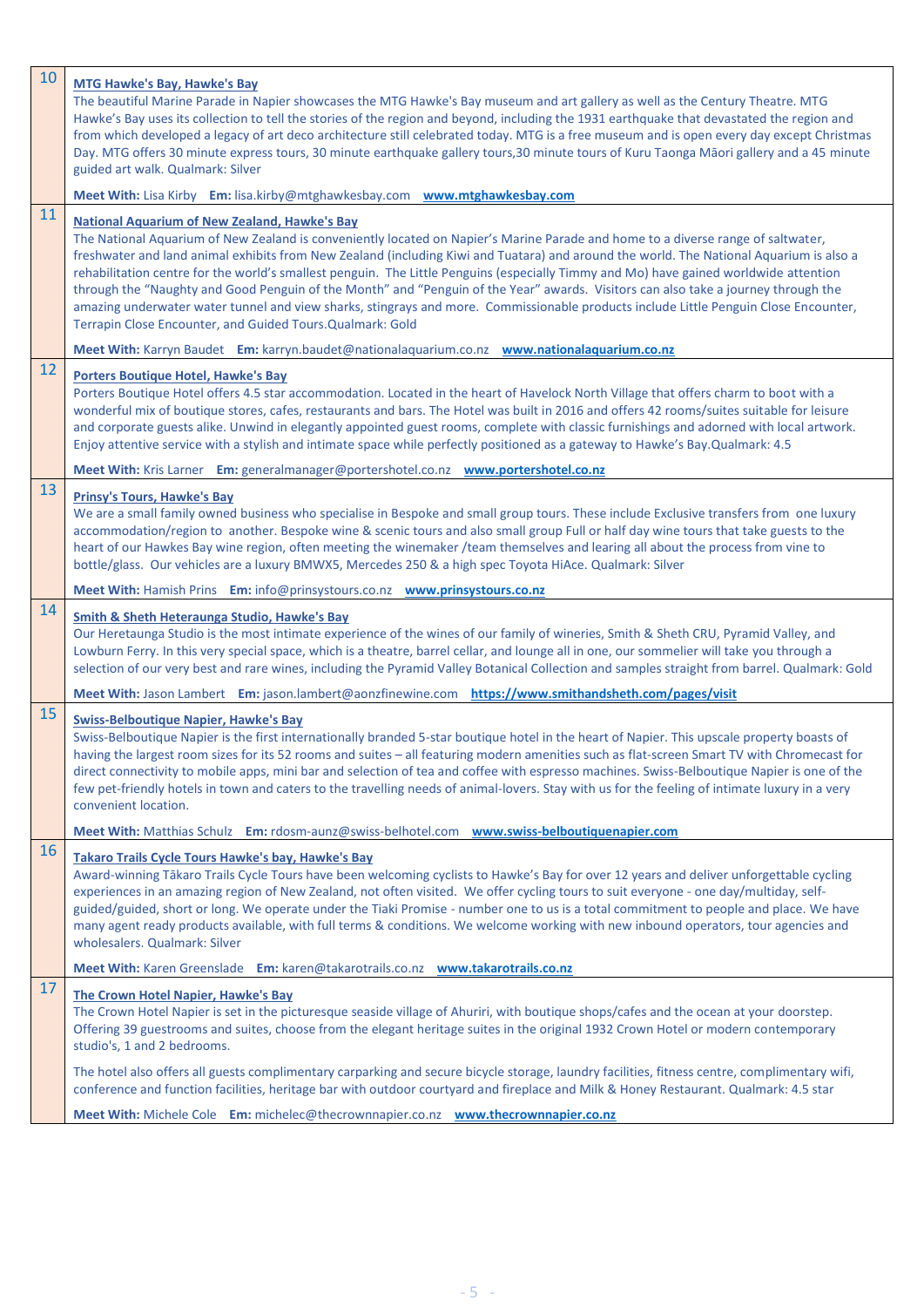| | |
|---|---|
| 10 | **MTG Hawke's Bay, Hawke's Bay**<br>The beautiful Marine Parade in Napier showcases the MTG Hawke's Bay museum and art gallery as well as the Century Theatre. MTG Hawke's Bay uses its collection to tell the stories of the region and beyond, including the 1931 earthquake that devastated the region and from which developed a legacy of art deco architecture still celebrated today. MTG is a free museum and is open every day except Christmas Day. MTG offers 30 minute express tours, 30 minute earthquake gallery tours,30 minute tours of Kuru Taonga Māori gallery and a 45 minute guided art walk. Qualmark: Silver<br><br>**Meet With:** Lisa Kirby **Em:** lisa.kirby@mtghawkesbay.com **www.mtghawkesbay.com** |
| 11 | **National Aquarium of New Zealand, Hawke's Bay**<br>The National Aquarium of New Zealand is conveniently located on Napier's Marine Parade and home to a diverse range of saltwater, freshwater and land animal exhibits from New Zealand (including Kiwi and Tuatara) and around the world. The National Aquarium is also a rehabilitation centre for the world's smallest penguin. The Little Penguins (especially Timmy and Mo) have gained worldwide attention through the "Naughty and Good Penguin of the Month" and "Penguin of the Year" awards. Visitors can also take a journey through the amazing underwater water tunnel and view sharks, stingrays and more. Commissionable products include Little Penguin Close Encounter, Terrapin Close Encounter, and Guided Tours.Qualmark: Gold<br><br>**Meet With:** Karryn Baudet **Em:** karryn.baudet@nationalaquarium.co.nz **www.nationalaquarium.co.nz** |
| 12 | **Porters Boutique Hotel, Hawke's Bay**<br>Porters Boutique Hotel offers 4.5 star accommodation. Located in the heart of Havelock North Village that offers charm to boot with a wonderful mix of boutique stores, cafes, restaurants and bars. The Hotel was built in 2016 and offers 42 rooms/suites suitable for leisure and corporate guests alike. Unwind in elegantly appointed guest rooms, complete with classic furnishings and adorned with local artwork. Enjoy attentive service with a stylish and intimate space while perfectly positioned as a gateway to Hawke's Bay.Qualmark: 4.5<br><br>**Meet With:** Kris Larner **Em:** generalmanager@portershotel.co.nz **www.portershotel.co.nz** |
| 13 | **Prinsy's Tours, Hawke's Bay**<br>We are a small family owned business who specialise in Bespoke and small group tours. These include Exclusive transfers from one luxury accommodation/region to another. Bespoke wine & scenic tours and also small group Full or half day wine tours that take guests to the heart of our Hawkes Bay wine region, often meeting the winemaker /team themselves and learing all about the process from vine to bottle/glass. Our vehicles are a luxury BMWX5, Mercedes 250 & a high spec Toyota HiAce. Qualmark: Silver<br><br>**Meet With:** Hamish Prins **Em:** info@prinsystours.co.nz **www.prinsystours.co.nz** |
| 14 | **Smith & Sheth Heteraunga Studio, Hawke's Bay**<br>Our Heretaunga Studio is the most intimate experience of the wines of our family of wineries, Smith & Sheth CRU, Pyramid Valley, and Lowburn Ferry. In this very special space, which is a theatre, barrel cellar, and lounge all in one, our sommelier will take you through a selection of our very best and rare wines, including the Pyramid Valley Botanical Collection and samples straight from barrel. Qualmark: Gold<br><br>**Meet With:** Jason Lambert **Em:** jason.lambert@aonzfinewine.com **https://www.smithandsheth.com/pages/visit** |
| 15 | **Swiss-Belboutique Napier, Hawke's Bay**<br>Swiss-Belboutique Napier is the first internationally branded 5-star boutique hotel in the heart of Napier. This upscale property boasts of having the largest room sizes for its 52 rooms and suites – all featuring modern amenities such as flat-screen Smart TV with Chromecast for direct connectivity to mobile apps, mini bar and selection of tea and coffee with espresso machines. Swiss-Belboutique Napier is one of the few pet-friendly hotels in town and caters to the travelling needs of animal-lovers. Stay with us for the feeling of intimate luxury in a very convenient location.<br><br>**Meet With:** Matthias Schulz **Em:** rdosm-aunz@swiss-belhotel.com **www.swiss-belboutiquenapier.com** |
| 16 | **Takaro Trails Cycle Tours Hawke's bay, Hawke's Bay**<br>Award-winning Tākaro Trails Cycle Tours have been welcoming cyclists to Hawke's Bay for over 12 years and deliver unforgettable cycling experiences in an amazing region of New Zealand, not often visited. We offer cycling tours to suit everyone - one day/multiday, self-guided/guided, short or long. We operate under the Tiaki Promise - number one to us is a total commitment to people and place. We have many agent ready products available, with full terms & conditions. We welcome working with new inbound operators, tour agencies and wholesalers. Qualmark: Silver<br><br>**Meet With:** Karen Greenslade **Em:** karen@takarotrails.co.nz **www.takarotrails.co.nz** |
| 17 | **The Crown Hotel Napier, Hawke's Bay**<br>The Crown Hotel Napier is set in the picturesque seaside village of Ahuriri, with boutique shops/cafes and the ocean at your doorstep. Offering 39 guestrooms and suites, choose from the elegant heritage suites in the original 1932 Crown Hotel or modern contemporary studio's, 1 and 2 bedrooms.<br><br>The hotel also offers all guests complimentary carparking and secure bicycle storage, laundry facilities, fitness centre, complimentary wifi, conference and function facilities, heritage bar with outdoor courtyard and fireplace and Milk & Honey Restaurant. Qualmark: 4.5 star<br><br>**Meet With:** Michele Cole **Em:** michelec@thecrownnapier.co.nz **www.thecrownnapier.co.nz** |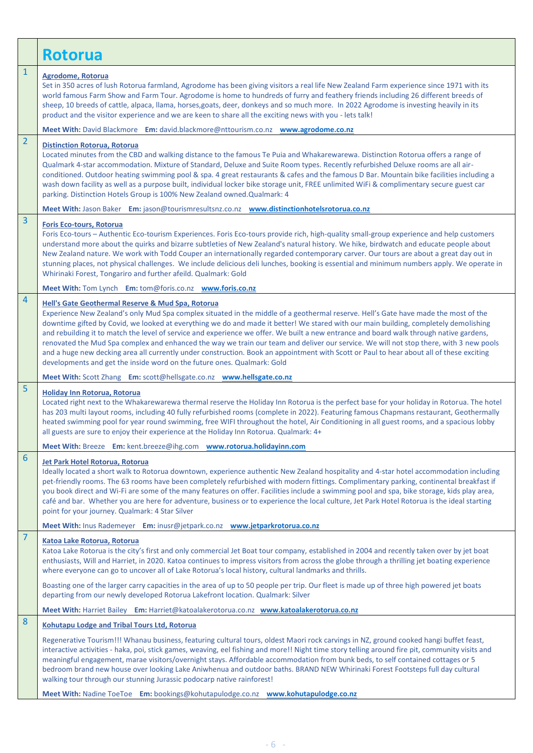| | **Rotorua** |
|---|---|
| 1 | **Agrodome, Rotorua**<br>Set in 350 acres of lush Rotorua farmland, Agrodome has been giving visitors a real life New Zealand Farm experience since 1971 with its world famous Farm Show and Farm Tour. Agrodome is home to hundreds of furry and feathery friends including 26 different breeds of sheep, 10 breeds of cattle, alpaca, llama, horses,goats, deer, donkeys and so much more. In 2022 Agrodome is investing heavily in its product and the visitor experience and we are keen to share all the exciting news with you - lets talk!<br>**Meet With:** David Blackmore **Em:** david.blackmore@nttourism.co.nz **www.agrodome.co.nz** |
| 2 | **Distinction Rotorua, Rotorua**<br>Located minutes from the CBD and walking distance to the famous Te Puia and Whakarewarewa. Distinction Rotorua offers a range of Qualmark 4-star accommodation. Mixture of Standard, Deluxe and Suite Room types. Recently refurbished Deluxe rooms are all air-conditioned. Outdoor heating swimming pool & spa. 4 great restaurants & cafes and the famous D Bar. Mountain bike facilities including a wash down facility as well as a purpose built, individual locker bike storage unit, FREE unlimited WiFi & complimentary secure guest car parking. Distinction Hotels Group is 100% New Zealand owned.Qualmark: 4<br>**Meet With:** Jason Baker **Em:** jason@tourismresultsnz.co.nz **www.distinctionhotelsrotorua.co.nz** |
| 3 | **Foris Eco-tours, Rotorua**<br>Foris Eco-tours – Authentic Eco-tourism Experiences. Foris Eco-tours provide rich, high-quality small-group experience and help customers understand more about the quirks and bizarre subtleties of New Zealand's natural history. We hike, birdwatch and educate people about New Zealand nature. We work with Todd Couper an internationally regarded contemporary carver. Our tours are about a great day out in stunning places, not physical challenges. We include delicious deli lunches, booking is essential and minimum numbers apply. We operate in Whirinaki Forest, Tongariro and further afeild. Qualmark: Gold<br>**Meet With:** Tom Lynch **Em:** tom@foris.co.nz **www.foris.co.nz** |
| 4 | **Hell's Gate Geothermal Reserve & Mud Spa, Rotorua**<br>Experience New Zealand's only Mud Spa complex situated in the middle of a geothermal reserve. Hell's Gate have made the most of the downtime gifted by Covid, we looked at everything we do and made it better! We stared with our main building, completely demolishing and rebuilding it to match the level of service and experience we offer. We built a new entrance and board walk through native gardens, renovated the Mud Spa complex and enhanced the way we train our team and deliver our service. We will not stop there, with 3 new pools and a huge new decking area all currently under construction. Book an appointment with Scott or Paul to hear about all of these exciting developments and get the inside word on the future ones. Qualmark: Gold<br>**Meet With:** Scott Zhang **Em:** scott@hellsgate.co.nz **www.hellsgate.co.nz** |
| 5 | **Holiday Inn Rotorua, Rotorua**<br>Located right next to the Whakarewarewa thermal reserve the Holiday Inn Rotorua is the perfect base for your holiday in Rotorua. The hotel has 203 multi layout rooms, including 40 fully refurbished rooms (complete in 2022). Featuring famous Chapmans restaurant, Geothermally heated swimming pool for year round swimming, free WIFI throughout the hotel, Air Conditioning in all guest rooms, and a spacious lobby all guests are sure to enjoy their experience at the Holiday Inn Rotorua. Qualmark: 4+<br>**Meet With:** Breeze **Em:** kent.breeze@ihg.com **www.rotorua.holidayinn.com** |
| 6 | **Jet Park Hotel Rotorua, Rotorua**<br>Ideally located a short walk to Rotorua downtown, experience authentic New Zealand hospitality and 4-star hotel accommodation including pet-friendly rooms. The 63 rooms have been completely refurbished with modern fittings. Complimentary parking, continental breakfast if you book direct and Wi-Fi are some of the many features on offer. Facilities include a swimming pool and spa, bike storage, kids play area, café and bar. Whether you are here for adventure, business or to experience the local culture, Jet Park Hotel Rotorua is the ideal starting point for your journey. Qualmark: 4 Star Silver<br>**Meet With:** Inus Rademeyer **Em:** inusr@jetpark.co.nz **www.jetparkrotorua.co.nz** |
| 7 | **Katoa Lake Rotorua, Rotorua**<br>Katoa Lake Rotorua is the city's first and only commercial Jet Boat tour company, established in 2004 and recently taken over by jet boat enthusiasts, Will and Harriet, in 2020. Katoa continues to impress visitors from across the globe through a thrilling jet boating experience where everyone can go to uncover all of Lake Rotorua's local history, cultural landmarks and thrills.<br><br>Boasting one of the larger carry capacities in the area of up to 50 people per trip. Our fleet is made up of three high powered jet boats departing from our newly developed Rotorua Lakefront location. Qualmark: Silver<br>**Meet With:** Harriet Bailey **Em:** Harriet@katoalakerotorua.co.nz **www.katoalakerotorua.co.nz** |
| 8 | **Kohutapu Lodge and Tribal Tours Ltd, Rotorua**<br><br>Regenerative Tourism!!! Whanau business, featuring cultural tours, oldest Maori rock carvings in NZ, ground cooked hangi buffet feast, interactive activities - haka, poi, stick games, weaving, eel fishing and more!! Night time story telling around fire pit, community visits and meaningful engagement, marae visitors/overnight stays. Affordable accommodation from bunk beds, to self contained cottages or 5 bedroom brand new house over looking Lake Aniwhenua and outdoor baths. BRAND NEW Whirinaki Forest Footsteps full day cultural walking tour through our stunning Jurassic podocarp native rainforest!<br>**Meet With:** Nadine ToeToe **Em:** bookings@kohutapulodge.co.nz **www.kohutapulodge.co.nz** |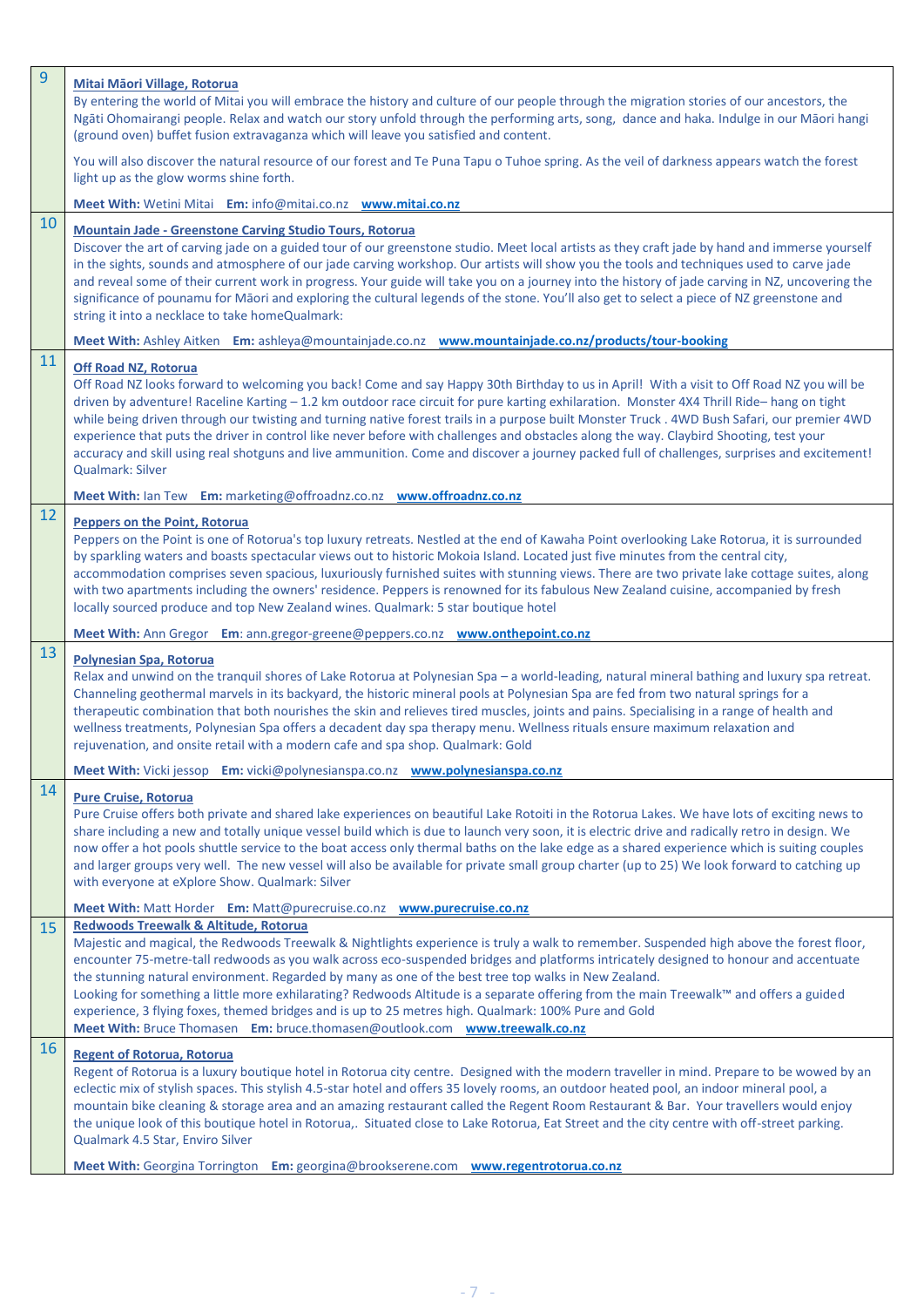| | |
|---|---|
| 9 | **Mitai Māori Village, Rotorua**<br>By entering the world of Mitai you will embrace the history and culture of our people through the migration stories of our ancestors, the Ngāti Ohomairangi people. Relax and watch our story unfold through the performing arts, song, dance and haka. Indulge in our Māori hangi (ground oven) buffet fusion extravaganza which will leave you satisfied and content.<br>You will also discover the natural resource of our forest and Te Puna Tapu o Tuhoe spring. As the veil of darkness appears watch the forest light up as the glow worms shine forth.<br>**Meet With:** Wetini Mitai **Em:** info@mitai.co.nz **www.mitai.co.nz** |
| 10 | **Mountain Jade - Greenstone Carving Studio Tours, Rotorua**<br>Discover the art of carving jade on a guided tour of our greenstone studio. Meet local artists as they craft jade by hand and immerse yourself in the sights, sounds and atmosphere of our jade carving workshop. Our artists will show you the tools and techniques used to carve jade and reveal some of their current work in progress. Your guide will take you on a journey into the history of jade carving in NZ, uncovering the significance of pounamu for Māori and exploring the cultural legends of the stone. You'll also get to select a piece of NZ greenstone and string it into a necklace to take homeQualmark:<br>**Meet With:** Ashley Aitken **Em:** ashleya@mountainjade.co.nz **www.mountainjade.co.nz/products/tour-booking** |
| 11 | **Off Road NZ, Rotorua**<br>Off Road NZ looks forward to welcoming you back! Come and say Happy 30th Birthday to us in April! With a visit to Off Road NZ you will be driven by adventure! Raceline Karting – 1.2 km outdoor race circuit for pure karting exhilaration. Monster 4X4 Thrill Ride– hang on tight while being driven through our twisting and turning native forest trails in a purpose built Monster Truck . 4WD Bush Safari, our premier 4WD experience that puts the driver in control like never before with challenges and obstacles along the way. Claybird Shooting, test your accuracy and skill using real shotguns and live ammunition. Come and discover a journey packed full of challenges, surprises and excitement! Qualmark: Silver<br>**Meet With:** Ian Tew **Em:** marketing@offroadnz.co.nz **www.offroadnz.co.nz** |
| 12 | **Peppers on the Point, Rotorua**<br>Peppers on the Point is one of Rotorua's top luxury retreats. Nestled at the end of Kawaha Point overlooking Lake Rotorua, it is surrounded by sparkling waters and boasts spectacular views out to historic Mokoia Island. Located just five minutes from the central city, accommodation comprises seven spacious, luxuriously furnished suites with stunning views. There are two private lake cottage suites, along with two apartments including the owners' residence. Peppers is renowned for its fabulous New Zealand cuisine, accompanied by fresh locally sourced produce and top New Zealand wines. Qualmark: 5 star boutique hotel<br>**Meet With:** Ann Gregor **Em**: ann.gregor-greene@peppers.co.nz **www.onthepoint.co.nz** |
| 13 | **Polynesian Spa, Rotorua**<br>Relax and unwind on the tranquil shores of Lake Rotorua at Polynesian Spa – a world-leading, natural mineral bathing and luxury spa retreat. Channeling geothermal marvels in its backyard, the historic mineral pools at Polynesian Spa are fed from two natural springs for a therapeutic combination that both nourishes the skin and relieves tired muscles, joints and pains. Specialising in a range of health and wellness treatments, Polynesian Spa offers a decadent day spa therapy menu. Wellness rituals ensure maximum relaxation and rejuvenation, and onsite retail with a modern cafe and spa shop. Qualmark: Gold<br>**Meet With:** Vicki jessop **Em:** vicki@polynesianspa.co.nz **www.polynesianspa.co.nz** |
| 14 | **Pure Cruise, Rotorua**<br>Pure Cruise offers both private and shared lake experiences on beautiful Lake Rotoiti in the Rotorua Lakes. We have lots of exciting news to share including a new and totally unique vessel build which is due to launch very soon, it is electric drive and radically retro in design. We now offer a hot pools shuttle service to the boat access only thermal baths on the lake edge as a shared experience which is suiting couples and larger groups very well. The new vessel will also be available for private small group charter (up to 25) We look forward to catching up with everyone at eXplore Show. Qualmark: Silver<br>**Meet With:** Matt Horder **Em:** Matt@purecruise.co.nz **www.purecruise.co.nz** |
| 15 | **Redwoods Treewalk & Altitude, Rotorua**<br>Majestic and magical, the Redwoods Treewalk & Nightlights experience is truly a walk to remember. Suspended high above the forest floor, encounter 75-metre-tall redwoods as you walk across eco-suspended bridges and platforms intricately designed to honour and accentuate the stunning natural environment. Regarded by many as one of the best tree top walks in New Zealand.<br>Looking for something a little more exhilarating? Redwoods Altitude is a separate offering from the main Treewalk™ and offers a guided experience, 3 flying foxes, themed bridges and is up to 25 metres high. Qualmark: 100% Pure and Gold<br>**Meet With:** Bruce Thomasen **Em:** bruce.thomasen@outlook.com **www.treewalk.co.nz** |
| 16 | **Regent of Rotorua, Rotorua**<br>Regent of Rotorua is a luxury boutique hotel in Rotorua city centre. Designed with the modern traveller in mind. Prepare to be wowed by an eclectic mix of stylish spaces. This stylish 4.5-star hotel and offers 35 lovely rooms, an outdoor heated pool, an indoor mineral pool, a mountain bike cleaning & storage area and an amazing restaurant called the Regent Room Restaurant & Bar. Your travellers would enjoy the unique look of this boutique hotel in Rotorua,. Situated close to Lake Rotorua, Eat Street and the city centre with off-street parking. Qualmark 4.5 Star, Enviro Silver<br>**Meet With:** Georgina Torrington **Em:** georgina@brookserene.com **www.regentrotorua.co.nz** |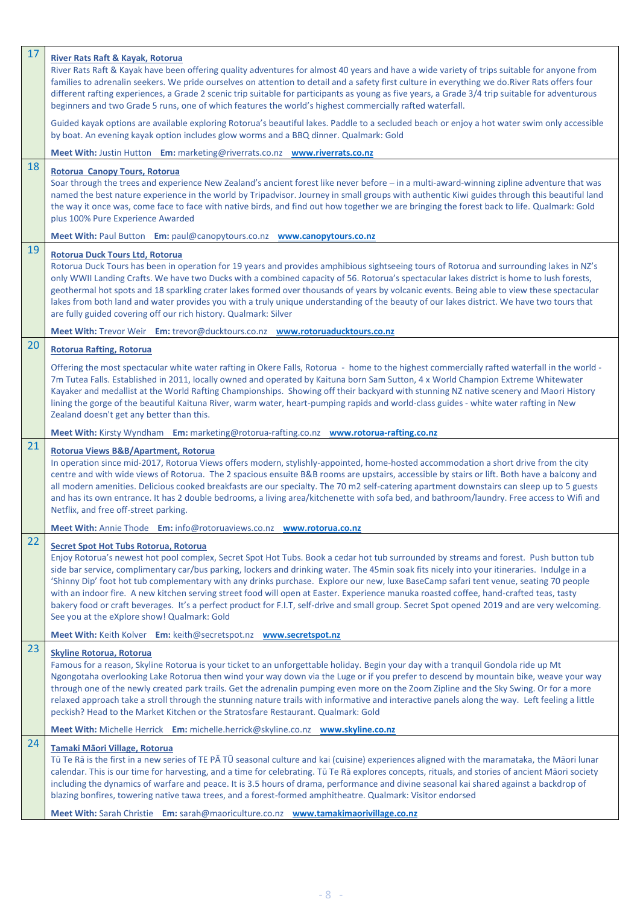| | |
|---|---|
| 17 | **River Rats Raft & Kayak, Rotorua**<br>River Rats Raft & Kayak have been offering quality adventures for almost 40 years and have a wide variety of trips suitable for anyone from families to adrenalin seekers. We pride ourselves on attention to detail and a safety first culture in everything we do.River Rats offers four different rafting experiences, a Grade 2 scenic trip suitable for participants as young as five years, a Grade 3/4 trip suitable for adventurous beginners and two Grade 5 runs, one of which features the world's highest commercially rafted waterfall.<br><br>Guided kayak options are available exploring Rotorua's beautiful lakes. Paddle to a secluded beach or enjoy a hot water swim only accessible by boat. An evening kayak option includes glow worms and a BBQ dinner. Qualmark: Gold<br><br>**Meet With:** Justin Hutton **Em:** marketing@riverrats.co.nz **www.riverrats.co.nz** |
| 18 | **Rotorua Canopy Tours, Rotorua**<br>Soar through the trees and experience New Zealand's ancient forest like never before – in a multi-award-winning zipline adventure that was named the best nature experience in the world by Tripadvisor. Journey in small groups with authentic Kiwi guides through this beautiful land the way it once was, come face to face with native birds, and find out how together we are bringing the forest back to life. Qualmark: Gold plus 100% Pure Experience Awarded<br><br>**Meet With:** Paul Button **Em:** paul@canopytours.co.nz **www.canopytours.co.nz** |
| 19 | **Rotorua Duck Tours Ltd, Rotorua**<br>Rotorua Duck Tours has been in operation for 19 years and provides amphibious sightseeing tours of Rotorua and surrounding lakes in NZ's only WWII Landing Crafts. We have two Ducks with a combined capacity of 56. Rotorua's spectacular lakes district is home to lush forests, geothermal hot spots and 18 sparkling crater lakes formed over thousands of years by volcanic events. Being able to view these spectacular lakes from both land and water provides you with a truly unique understanding of the beauty of our lakes district. We have two tours that are fully guided covering off our rich history. Qualmark: Silver<br><br>**Meet With:** Trevor Weir **Em:** trevor@ducktours.co.nz **www.rotoruaducktours.co.nz** |
| 20 | **Rotorua Rafting, Rotorua**<br><br>Offering the most spectacular white water rafting in Okere Falls, Rotorua - home to the highest commercially rafted waterfall in the world - 7m Tutea Falls. Established in 2011, locally owned and operated by Kaituna born Sam Sutton, 4 x World Champion Extreme Whitewater Kayaker and medallist at the World Rafting Championships. Showing off their backyard with stunning NZ native scenery and Maori History lining the gorge of the beautiful Kaituna River, warm water, heart-pumping rapids and world-class guides - white water rafting in New Zealand doesn't get any better than this.<br><br>**Meet With:** Kirsty Wyndham **Em:** marketing@rotorua-rafting.co.nz **www.rotorua-rafting.co.nz** |
| 21 | **Rotorua Views B&B/Apartment, Rotorua**<br>In operation since mid-2017, Rotorua Views offers modern, stylishly-appointed, home-hosted accommodation a short drive from the city centre and with wide views of Rotorua. The 2 spacious ensuite B&B rooms are upstairs, accessible by stairs or lift. Both have a balcony and all modern amenities. Delicious cooked breakfasts are our specialty. The 70 m2 self-catering apartment downstairs can sleep up to 5 guests and has its own entrance. It has 2 double bedrooms, a living area/kitchenette with sofa bed, and bathroom/laundry. Free access to Wifi and Netflix, and free off-street parking.<br><br>**Meet With:** Annie Thode **Em:** info@rotoruaviews.co.nz **www.rotorua.co.nz** |
| 22 | **Secret Spot Hot Tubs Rotorua, Rotorua**<br>Enjoy Rotorua's newest hot pool complex, Secret Spot Hot Tubs. Book a cedar hot tub surrounded by streams and forest. Push button tub side bar service, complimentary car/bus parking, lockers and drinking water. The 45min soak fits nicely into your itineraries. Indulge in a 'Shinny Dip' foot hot tub complementary with any drinks purchase. Explore our new, luxe BaseCamp safari tent venue, seating 70 people with an indoor fire. A new kitchen serving street food will open at Easter. Experience manuka roasted coffee, hand-crafted teas, tasty bakery food or craft beverages. It's a perfect product for F.I.T, self-drive and small group. Secret Spot opened 2019 and are very welcoming. See you at the eXplore show! Qualmark: Gold<br><br>**Meet With:** Keith Kolver **Em:** keith@secretspot.nz **www.secretspot.nz** |
| 23 | **Skyline Rotorua, Rotorua**<br>Famous for a reason, Skyline Rotorua is your ticket to an unforgettable holiday. Begin your day with a tranquil Gondola ride up Mt Ngongotaha overlooking Lake Rotorua then wind your way down via the Luge or if you prefer to descend by mountain bike, weave your way through one of the newly created park trails. Get the adrenalin pumping even more on the Zoom Zipline and the Sky Swing. Or for a more relaxed approach take a stroll through the stunning nature trails with informative and interactive panels along the way. Left feeling a little peckish? Head to the Market Kitchen or the Stratosfare Restaurant. Qualmark: Gold<br><br>**Meet With:** Michelle Herrick **Em:** michelle.herrick@skyline.co.nz **www.skyline.co.nz** |
| 24 | **Tamaki Māori Village, Rotorua**<br>Tū Te Rā is the first in a new series of TE PĀ TŪ seasonal culture and kai (cuisine) experiences aligned with the maramataka, the Māori lunar calendar. This is our time for harvesting, and a time for celebrating. Tū Te Rā explores concepts, rituals, and stories of ancient Māori society including the dynamics of warfare and peace. It is 3.5 hours of drama, performance and divine seasonal kai shared against a backdrop of blazing bonfires, towering native tawa trees, and a forest-formed amphitheatre. Qualmark: Visitor endorsed<br><br>**Meet With:** Sarah Christie **Em:** sarah@maoriculture.co.nz **www.tamakimaorivillage.co.nz** |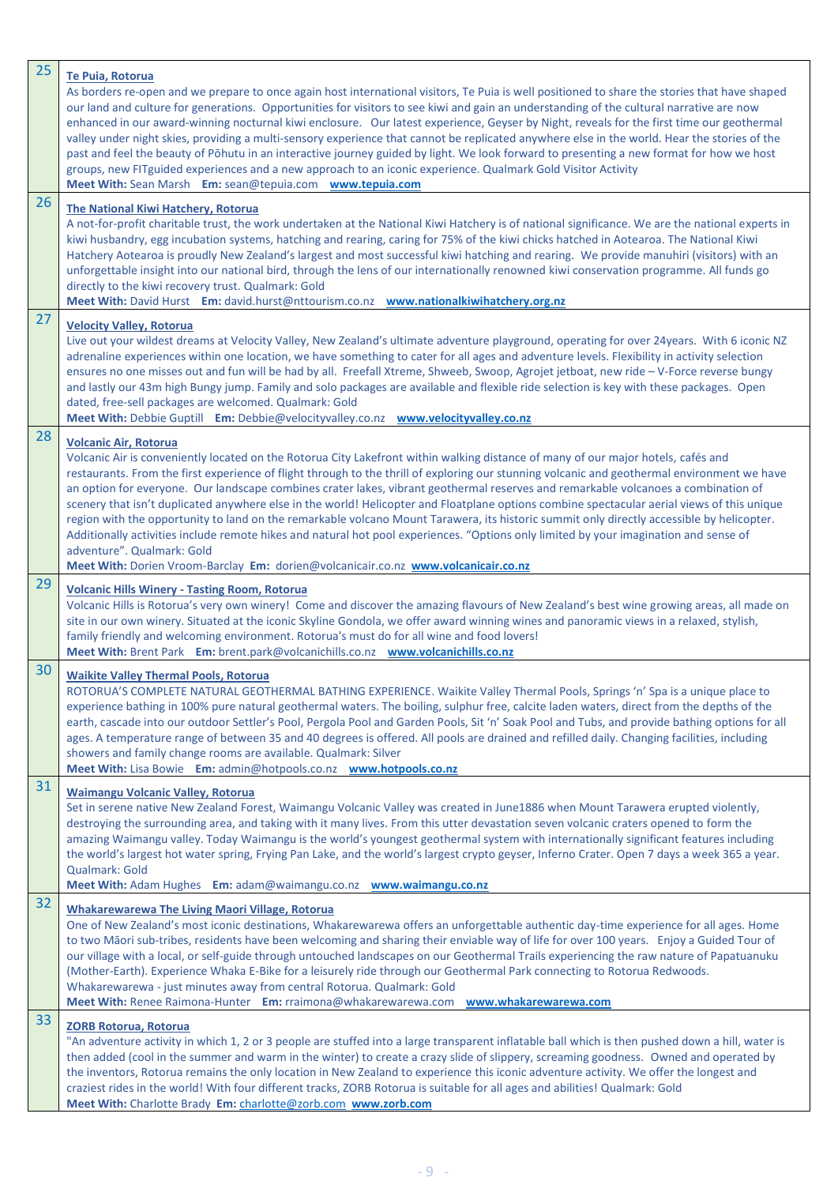| | |
|---|---|
| 25 | **Te Puia, Rotorua**<br>As borders re-open and we prepare to once again host international visitors, Te Puia is well positioned to share the stories that have shaped our land and culture for generations. Opportunities for visitors to see kiwi and gain an understanding of the cultural narrative are now enhanced in our award-winning nocturnal kiwi enclosure. Our latest experience, Geyser by Night, reveals for the first time our geothermal valley under night skies, providing a multi-sensory experience that cannot be replicated anywhere else in the world. Hear the stories of the past and feel the beauty of Pōhutu in an interactive journey guided by light. We look forward to presenting a new format for how we host groups, new FITguided experiences and a new approach to an iconic experience. Qualmark Gold Visitor Activity<br>**Meet With:** Sean Marsh **Em:** sean@tepuia.com **www.tepuia.com** |
| 26 | **The National Kiwi Hatchery, Rotorua**<br>A not-for-profit charitable trust, the work undertaken at the National Kiwi Hatchery is of national significance. We are the national experts in kiwi husbandry, egg incubation systems, hatching and rearing, caring for 75% of the kiwi chicks hatched in Aotearoa. The National Kiwi Hatchery Aotearoa is proudly New Zealand's largest and most successful kiwi hatching and rearing. We provide manuhiri (visitors) with an unforgettable insight into our national bird, through the lens of our internationally renowned kiwi conservation programme. All funds go directly to the kiwi recovery trust. Qualmark: Gold<br>**Meet With:** David Hurst **Em:** david.hurst@nttourism.co.nz **www.nationalkiwihatchery.org.nz** |
| 27 | **Velocity Valley, Rotorua**<br>Live out your wildest dreams at Velocity Valley, New Zealand's ultimate adventure playground, operating for over 24years. With 6 iconic NZ adrenaline experiences within one location, we have something to cater for all ages and adventure levels. Flexibility in activity selection ensures no one misses out and fun will be had by all. Freefall Xtreme, Shweeb, Swoop, Agrojet jetboat, new ride – V-Force reverse bungy and lastly our 43m high Bungy jump. Family and solo packages are available and flexible ride selection is key with these packages. Open dated, free-sell packages are welcomed. Qualmark: Gold<br>**Meet With:** Debbie Guptill **Em:** Debbie@velocityvalley.co.nz **www.velocityvalley.co.nz** |
| 28 | **Volcanic Air, Rotorua**<br>Volcanic Air is conveniently located on the Rotorua City Lakefront within walking distance of many of our major hotels, cafés and restaurants. From the first experience of flight through to the thrill of exploring our stunning volcanic and geothermal environment we have an option for everyone. Our landscape combines crater lakes, vibrant geothermal reserves and remarkable volcanoes a combination of scenery that isn't duplicated anywhere else in the world! Helicopter and Floatplane options combine spectacular aerial views of this unique region with the opportunity to land on the remarkable volcano Mount Tarawera, its historic summit only directly accessible by helicopter. Additionally activities include remote hikes and natural hot pool experiences. "Options only limited by your imagination and sense of adventure". Qualmark: Gold<br>**Meet With:** Dorien Vroom-Barclay **Em:** dorien@volcanicair.co.nz **www.volcanicair.co.nz** |
| 29 | **Volcanic Hills Winery - Tasting Room, Rotorua**<br>Volcanic Hills is Rotorua's very own winery! Come and discover the amazing flavours of New Zealand's best wine growing areas, all made on site in our own winery. Situated at the iconic Skyline Gondola, we offer award winning wines and panoramic views in a relaxed, stylish, family friendly and welcoming environment. Rotorua's must do for all wine and food lovers!<br>**Meet With:** Brent Park **Em:** brent.park@volcanichills.co.nz **www.volcanichills.co.nz** |
| 30 | **Waikite Valley Thermal Pools, Rotorua**<br>ROTORUA'S COMPLETE NATURAL GEOTHERMAL BATHING EXPERIENCE. Waikite Valley Thermal Pools, Springs 'n' Spa is a unique place to experience bathing in 100% pure natural geothermal waters. The boiling, sulphur free, calcite laden waters, direct from the depths of the earth, cascade into our outdoor Settler's Pool, Pergola Pool and Garden Pools, Sit 'n' Soak Pool and Tubs, and provide bathing options for all ages. A temperature range of between 35 and 40 degrees is offered. All pools are drained and refilled daily. Changing facilities, including showers and family change rooms are available. Qualmark: Silver<br>**Meet With:** Lisa Bowie **Em:** admin@hotpools.co.nz **www.hotpools.co.nz** |
| 31 | **Waimangu Volcanic Valley, Rotorua**<br>Set in serene native New Zealand Forest, Waimangu Volcanic Valley was created in June1886 when Mount Tarawera erupted violently, destroying the surrounding area, and taking with it many lives. From this utter devastation seven volcanic craters opened to form the amazing Waimangu valley. Today Waimangu is the world's youngest geothermal system with internationally significant features including the world's largest hot water spring, Frying Pan Lake, and the world's largest crypto geyser, Inferno Crater. Open 7 days a week 365 a year. Qualmark: Gold<br>**Meet With:** Adam Hughes **Em:** adam@waimangu.co.nz **www.waimangu.co.nz** |
| 32 | **Whakarewarewa The Living Maori Village, Rotorua**<br>One of New Zealand's most iconic destinations, Whakarewarewa offers an unforgettable authentic day-time experience for all ages. Home to two Māori sub-tribes, residents have been welcoming and sharing their enviable way of life for over 100 years. Enjoy a Guided Tour of our village with a local, or self-guide through untouched landscapes on our Geothermal Trails experiencing the raw nature of Papatuanuku (Mother-Earth). Experience Whaka E-Bike for a leisurely ride through our Geothermal Park connecting to Rotorua Redwoods. Whakarewarewa - just minutes away from central Rotorua. Qualmark: Gold<br>**Meet With:** Renee Raimona-Hunter **Em:** rraimona@whakarewarewa.com **www.whakarewarewa.com** |
| 33 | **ZORB Rotorua, Rotorua**<br>"An adventure activity in which 1, 2 or 3 people are stuffed into a large transparent inflatable ball which is then pushed down a hill, water is then added (cool in the summer and warm in the winter) to create a crazy slide of slippery, screaming goodness. Owned and operated by the inventors, Rotorua remains the only location in New Zealand to experience this iconic adventure activity. We offer the longest and craziest rides in the world! With four different tracks, ZORB Rotorua is suitable for all ages and abilities! Qualmark: Gold<br>**Meet With:** Charlotte Brady **Em:** charlotte@zorb.com **www.zorb.com** |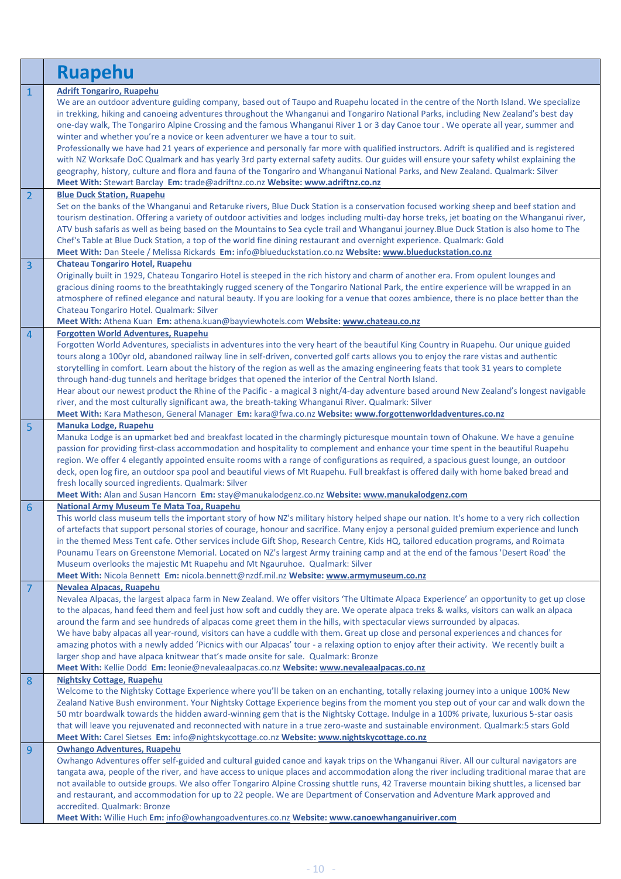| | Ruapehu |
|---|---|
| 1 | **Adrift Tongariro, Ruapehu**<br>We are an outdoor adventure guiding company, based out of Taupo and Ruapehu located in the centre of the North Island. We specialize in trekking, hiking and canoeing adventures throughout the Whanganui and Tongariro National Parks, including New Zealand's best day one-day walk, The Tongariro Alpine Crossing and the famous Whanganui River 1 or 3 day Canoe tour . We operate all year, summer and winter and whether you're a novice or keen adventurer we have a tour to suit.<br>Professionally we have had 21 years of experience and personally far more with qualified instructors. Adrift is qualified and is registered with NZ Worksafe DoC Qualmark and has yearly 3rd party external safety audits. Our guides will ensure your safety whilst explaining the geography, history, culture and flora and fauna of the Tongariro and Whanganui National Parks, and New Zealand. Qualmark: Silver<br>**Meet With:** Stewart Barclay **Em:** trade@adriftnz.co.nz **Website: www.adriftnz.co.nz** |
| 2 | **Blue Duck Station, Ruapehu**<br>Set on the banks of the Whanganui and Retaruke rivers, Blue Duck Station is a conservation focused working sheep and beef station and tourism destination. Offering a variety of outdoor activities and lodges including multi-day horse treks, jet boating on the Whanganui river, ATV bush safaris as well as being based on the Mountains to Sea cycle trail and Whanganui journey.Blue Duck Station is also home to The Chef's Table at Blue Duck Station, a top of the world fine dining restaurant and overnight experience. Qualmark: Gold<br>**Meet With:** Dan Steele / Melissa Rickards **Em:** info@blueduckstation.co.nz **Website: www.blueduckstation.co.nz** |
| 3 | **Chateau Tongariro Hotel, Ruapehu**<br>Originally built in 1929, Chateau Tongariro Hotel is steeped in the rich history and charm of another era. From opulent lounges and gracious dining rooms to the breathtakingly rugged scenery of the Tongariro National Park, the entire experience will be wrapped in an atmosphere of refined elegance and natural beauty. If you are looking for a venue that oozes ambience, there is no place better than the Chateau Tongariro Hotel. Qualmark: Silver<br>**Meet With:** Athena Kuan **Em:** athena.kuan@bayviewhotels.com **Website: www.chateau.co.nz** |
| 4 | **Forgotten World Adventures, Ruapehu**<br>Forgotten World Adventures, specialists in adventures into the very heart of the beautiful King Country in Ruapehu. Our unique guided tours along a 100yr old, abandoned railway line in self-driven, converted golf carts allows you to enjoy the rare vistas and authentic storytelling in comfort. Learn about the history of the region as well as the amazing engineering feats that took 31 years to complete through hand-dug tunnels and heritage bridges that opened the interior of the Central North Island.<br>Hear about our newest product the Rhine of the Pacific - a magical 3 night/4-day adventure based around New Zealand's longest navigable river, and the most culturally significant awa, the breath-taking Whanganui River. Qualmark: Silver<br>**Meet With:** Kara Matheson, General Manager **Em:** kara@fwa.co.nz **Website: www.forgottenworldadventures.co.nz** |
| 5 | **Manuka Lodge, Ruapehu**<br>Manuka Lodge is an upmarket bed and breakfast located in the charmingly picturesque mountain town of Ohakune. We have a genuine passion for providing first-class accommodation and hospitality to complement and enhance your time spent in the beautiful Ruapehu region. We offer 4 elegantly appointed ensuite rooms with a range of configurations as required, a spacious guest lounge, an outdoor deck, open log fire, an outdoor spa pool and beautiful views of Mt Ruapehu. Full breakfast is offered daily with home baked bread and fresh locally sourced ingredients. Qualmark: Silver<br>**Meet With:** Alan and Susan Hancorn **Em:** stay@manukalodgenz.co.nz **Website: www.manukalodgenz.com** |
| 6 | **National Army Museum Te Mata Toa, Ruapehu**<br>This world class museum tells the important story of how NZ's military history helped shape our nation. It's home to a very rich collection of artefacts that support personal stories of courage, honour and sacrifice. Many enjoy a personal guided premium experience and lunch in the themed Mess Tent cafe. Other services include Gift Shop, Research Centre, Kids HQ, tailored education programs, and Roimata Pounamu Tears on Greenstone Memorial. Located on NZ's largest Army training camp and at the end of the famous 'Desert Road' the Museum overlooks the majestic Mt Ruapehu and Mt Ngauruhoe. Qualmark: Silver<br>**Meet With:** Nicola Bennett **Em:** nicola.bennett@nzdf.mil.nz **Website: www.armymuseum.co.nz** |
| 7 | **Nevalea Alpacas, Ruapehu**<br>Nevalea Alpacas, the largest alpaca farm in New Zealand. We offer visitors 'The Ultimate Alpaca Experience' an opportunity to get up close to the alpacas, hand feed them and feel just how soft and cuddly they are. We operate alpaca treks & walks, visitors can walk an alpaca around the farm and see hundreds of alpacas come greet them in the hills, with spectacular views surrounded by alpacas.<br>We have baby alpacas all year-round, visitors can have a cuddle with them. Great up close and personal experiences and chances for amazing photos with a newly added 'Picnics with our Alpacas' tour - a relaxing option to enjoy after their activity. We recently built a larger shop and have alpaca knitwear that's made onsite for sale. Qualmark: Bronze<br>**Meet With:** Kellie Dodd **Em:** leonie@nevaleaalpacas.co.nz **Website: www.nevaleaalpacas.co.nz** |
| 8 | **Nightsky Cottage, Ruapehu**<br>Welcome to the Nightsky Cottage Experience where you'll be taken on an enchanting, totally relaxing journey into a unique 100% New Zealand Native Bush environment. Your Nightsky Cottage Experience begins from the moment you step out of your car and walk down the 50 mtr boardwalk towards the hidden award-winning gem that is the Nightsky Cottage. Indulge in a 100% private, luxurious 5-star oasis that will leave you rejuvenated and reconnected with nature in a true zero-waste and sustainable environment. Qualmark:5 stars Gold<br>**Meet With:** Carel Sietses **Em:** info@nightskycottage.co.nz **Website: www.nightskycottage.co.nz** |
| 9 | **Owhango Adventures, Ruapehu**<br>Owhango Adventures offer self-guided and cultural guided canoe and kayak trips on the Whanganui River. All our cultural navigators are tangata awa, people of the river, and have access to unique places and accommodation along the river including traditional marae that are not available to outside groups. We also offer Tongariro Alpine Crossing shuttle runs, 42 Traverse mountain biking shuttles, a licensed bar and restaurant, and accommodation for up to 22 people. We are Department of Conservation and Adventure Mark approved and accredited. Qualmark: Bronze<br>**Meet With:** Willie Huch **Em:** info@owhangoadventures.co.nz **Website: www.canoewhanganuiriver.com** |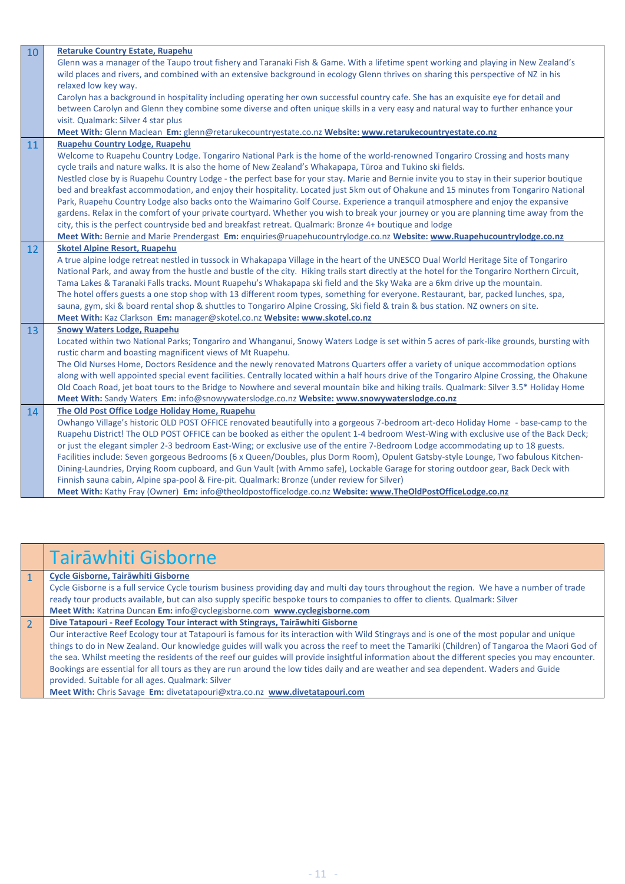| | |
|---|---|
| 10 | **Retaruke Country Estate, Ruapehu**<br>Glenn was a manager of the Taupo trout fishery and Taranaki Fish & Game. With a lifetime spent working and playing in New Zealand's wild places and rivers, and combined with an extensive background in ecology Glenn thrives on sharing this perspective of NZ in his relaxed low key way.<br>Carolyn has a background in hospitality including operating her own successful country cafe. She has an exquisite eye for detail and between Carolyn and Glenn they combine some diverse and often unique skills in a very easy and natural way to further enhance your visit. Qualmark: Silver 4 star plus<br>**Meet With:** Glenn Maclean **Em:** glenn@retarukecountryestate.co.nz **Website:** **www.retarukecountryestate.co.nz** |
| 11 | **Ruapehu Country Lodge, Ruapehu**<br>Welcome to Ruapehu Country Lodge. Tongariro National Park is the home of the world-renowned Tongariro Crossing and hosts many cycle trails and nature walks. It is also the home of New Zealand's Whakapapa, Tūroa and Tukino ski fields.<br>Nestled close by is Ruapehu Country Lodge - the perfect base for your stay. Marie and Bernie invite you to stay in their superior boutique bed and breakfast accommodation, and enjoy their hospitality. Located just 5km out of Ohakune and 15 minutes from Tongariro National Park, Ruapehu Country Lodge also backs onto the Waimarino Golf Course. Experience a tranquil atmosphere and enjoy the expansive gardens. Relax in the comfort of your private courtyard. Whether you wish to break your journey or you are planning time away from the city, this is the perfect countryside bed and breakfast retreat. Qualmark: Bronze 4+ boutique and lodge<br>**Meet With:** Bernie and Marie Prendergast **Em:** enquiries@ruapehucountrylodge.co.nz **Website:** **www.Ruapehucountrylodge.co.nz** |
| 12 | **Skotel Alpine Resort, Ruapehu**<br>A true alpine lodge retreat nestled in tussock in Whakapapa Village in the heart of the UNESCO Dual World Heritage Site of Tongariro National Park, and away from the hustle and bustle of the city. Hiking trails start directly at the hotel for the Tongariro Northern Circuit, Tama Lakes & Taranaki Falls tracks. Mount Ruapehu's Whakapapa ski field and the Sky Waka are a 6km drive up the mountain.<br>The hotel offers guests a one stop shop with 13 different room types, something for everyone. Restaurant, bar, packed lunches, spa, sauna, gym, ski & board rental shop & shuttles to Tongariro Alpine Crossing, Ski field & train & bus station. NZ owners on site.<br>**Meet With:** Kaz Clarkson **Em:** manager@skotel.co.nz **Website:** **www.skotel.co.nz** |
| 13 | **Snowy Waters Lodge, Ruapehu**<br>Located within two National Parks; Tongariro and Whanganui, Snowy Waters Lodge is set within 5 acres of park-like grounds, bursting with rustic charm and boasting magnificent views of Mt Ruapehu.<br>The Old Nurses Home, Doctors Residence and the newly renovated Matrons Quarters offer a variety of unique accommodation options along with well appointed special event facilities. Centrally located within a half hours drive of the Tongariro Alpine Crossing, the Ohakune Old Coach Road, jet boat tours to the Bridge to Nowhere and several mountain bike and hiking trails. Qualmark: Silver 3.5* Holiday Home<br>**Meet With:** Sandy Waters **Em:** info@snowywaterslodge.co.nz **Website:** **www.snowywaterslodge.co.nz** |
| 14 | **The Old Post Office Lodge Holiday Home, Ruapehu**<br>Owhango Village's historic OLD POST OFFICE renovated beautifully into a gorgeous 7-bedroom art-deco Holiday Home - base-camp to the Ruapehu District! The OLD POST OFFICE can be booked as either the opulent 1-4 bedroom West-Wing with exclusive use of the Back Deck; or just the elegant simpler 2-3 bedroom East-Wing; or exclusive use of the entire 7-Bedroom Lodge accommodating up to 18 guests. Facilities include: Seven gorgeous Bedrooms (6 x Queen/Doubles, plus Dorm Room), Opulent Gatsby-style Lounge, Two fabulous Kitchen-Dining-Laundries, Drying Room cupboard, and Gun Vault (with Ammo safe), Lockable Garage for storing outdoor gear, Back Deck with Finnish sauna cabin, Alpine spa-pool & Fire-pit. Qualmark: Bronze (under review for Silver)<br>**Meet With:** Kathy Fray (Owner) **Em:** info@theoldpostofficelodge.co.nz **Website:** **www.TheOldPostOfficeLodge.co.nz** |

| | Tairāwhiti Gisborne |
|---|---|
| 1 | **Cycle Gisborne, Tairāwhiti Gisborne**<br>Cycle Gisborne is a full service Cycle tourism business providing day and multi day tours throughout the region. We have a number of trade ready tour products available, but can also supply specific bespoke tours to companies to offer to clients. Qualmark: Silver<br>**Meet With:** Katrina Duncan **Em:** info@cyclegisborne.com **www.cyclegisborne.com** |
| 2 | **Dive Tatapouri - Reef Ecology Tour interact with Stingrays, Tairāwhiti Gisborne**<br>Our interactive Reef Ecology tour at Tatapouri is famous for its interaction with Wild Stingrays and is one of the most popular and unique things to do in New Zealand. Our knowledge guides will walk you across the reef to meet the Tamariki (Children) of Tangaroa the Maori God of the sea. Whilst meeting the residents of the reef our guides will provide insightful information about the different species you may encounter. Bookings are essential for all tours as they are run around the low tides daily and are weather and sea dependent. Waders and Guide provided. Suitable for all ages. Qualmark: Silver<br>**Meet With:** Chris Savage **Em:** divetatapouri@xtra.co.nz **www.divetatapouri.com** |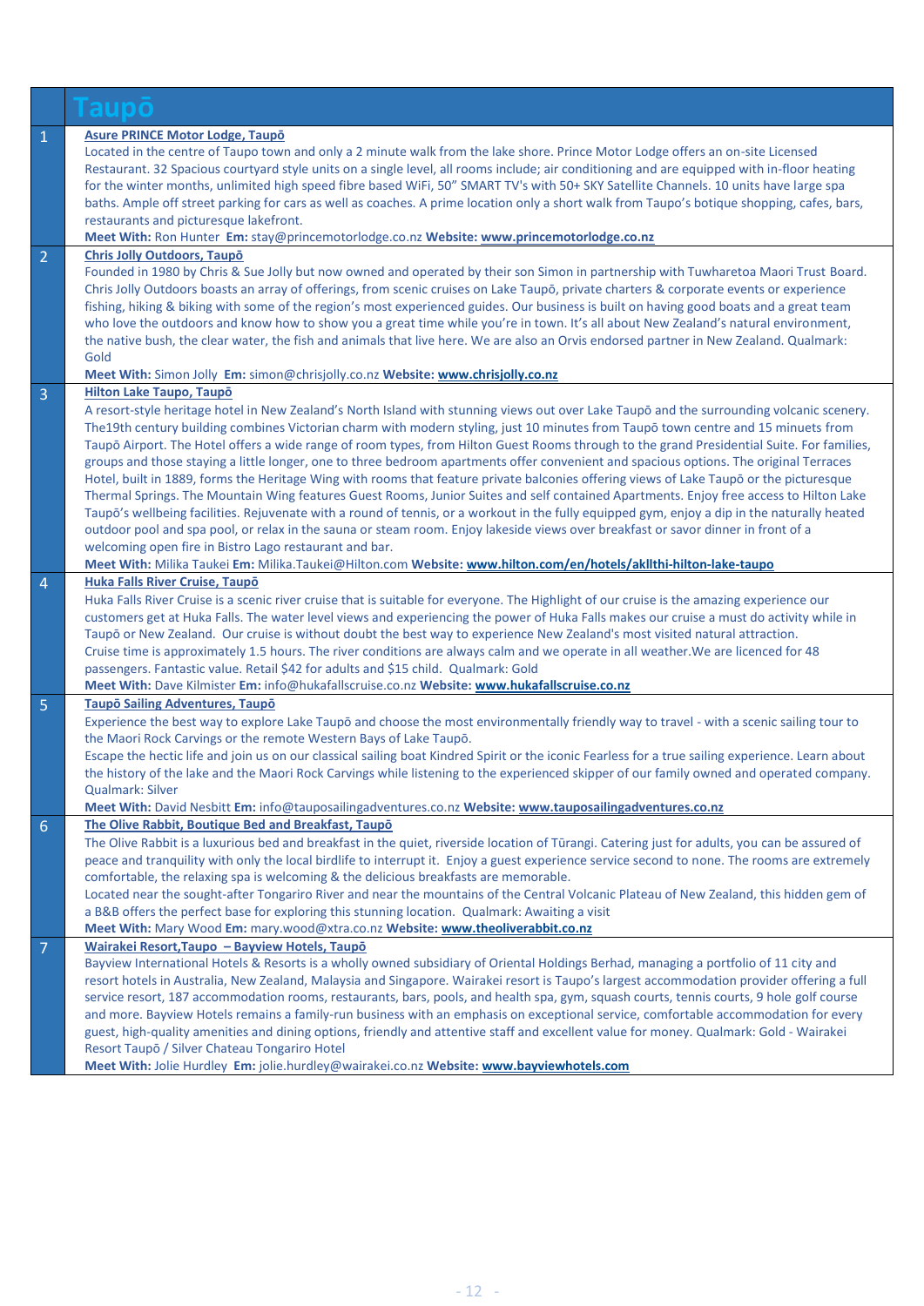| | Taupō |
|---|---|
| 1 | **Asure PRINCE Motor Lodge, Taupō**<br>Located in the centre of Taupo town and only a 2 minute walk from the lake shore. Prince Motor Lodge offers an on-site Licensed Restaurant. 32 Spacious courtyard style units on a single level, all rooms include; air conditioning and are equipped with in-floor heating for the winter months, unlimited high speed fibre based WiFi, 50" SMART TV's with 50+ SKY Satellite Channels. 10 units have large spa baths. Ample off street parking for cars as well as coaches. A prime location only a short walk from Taupo's botique shopping, cafes, bars, restaurants and picturesque lakefront.<br>**Meet With:** Ron Hunter **Em:** stay@princemotorlodge.co.nz **Website:** www.princemotorlodge.co.nz |
| 2 | **Chris Jolly Outdoors, Taupō**<br>Founded in 1980 by Chris & Sue Jolly but now owned and operated by their son Simon in partnership with Tuwharetoa Maori Trust Board. Chris Jolly Outdoors boasts an array of offerings, from scenic cruises on Lake Taupō, private charters & corporate events or experience fishing, hiking & biking with some of the region's most experienced guides. Our business is built on having good boats and a great team who love the outdoors and know how to show you a great time while you're in town. It's all about New Zealand's natural environment, the native bush, the clear water, the fish and animals that live here. We are also an Orvis endorsed partner in New Zealand. Qualmark: Gold<br>**Meet With:** Simon Jolly **Em:** simon@chrisjolly.co.nz **Website:** www.chrisjolly.co.nz |
| 3 | **Hilton Lake Taupo, Taupō**<br>A resort-style heritage hotel in New Zealand's North Island with stunning views out over Lake Taupō and the surrounding volcanic scenery. The19th century building combines Victorian charm with modern styling, just 10 minutes from Taupō town centre and 15 minuets from Taupō Airport. The Hotel offers a wide range of room types, from Hilton Guest Rooms through to the grand Presidential Suite. For families, groups and those staying a little longer, one to three bedroom apartments offer convenient and spacious options. The original Terraces Hotel, built in 1889, forms the Heritage Wing with rooms that feature private balconies offering views of Lake Taupō or the picturesque Thermal Springs. The Mountain Wing features Guest Rooms, Junior Suites and self contained Apartments. Enjoy free access to Hilton Lake Taupō's wellbeing facilities. Rejuvenate with a round of tennis, or a workout in the fully equipped gym, enjoy a dip in the naturally heated outdoor pool and spa pool, or relax in the sauna or steam room. Enjoy lakeside views over breakfast or savor dinner in front of a welcoming open fire in Bistro Lago restaurant and bar.<br>**Meet With:** Milika Taukei **Em:** Milika.Taukei@Hilton.com **Website:** www.hilton.com/en/hotels/akllthi-hilton-lake-taupo |
| 4 | **Huka Falls River Cruise, Taupō**<br>Huka Falls River Cruise is a scenic river cruise that is suitable for everyone. The Highlight of our cruise is the amazing experience our customers get at Huka Falls. The water level views and experiencing the power of Huka Falls makes our cruise a must do activity while in Taupō or New Zealand. Our cruise is without doubt the best way to experience New Zealand's most visited natural attraction. Cruise time is approximately 1.5 hours. The river conditions are always calm and we operate in all weather.We are licenced for 48 passengers. Fantastic value. Retail $42 for adults and $15 child. Qualmark: Gold<br>**Meet With:** Dave Kilmister **Em:** info@hukafallscruise.co.nz **Website:** www.hukafallscruise.co.nz |
| 5 | **Taupō Sailing Adventures, Taupō**<br>Experience the best way to explore Lake Taupō and choose the most environmentally friendly way to travel - with a scenic sailing tour to the Maori Rock Carvings or the remote Western Bays of Lake Taupō.<br>Escape the hectic life and join us on our classical sailing boat Kindred Spirit or the iconic Fearless for a true sailing experience. Learn about the history of the lake and the Maori Rock Carvings while listening to the experienced skipper of our family owned and operated company. Qualmark: Silver<br>**Meet With:** David Nesbitt **Em:** info@tauposailingadventures.co.nz **Website:** www.tauposailingadventures.co.nz |
| 6 | **The Olive Rabbit, Boutique Bed and Breakfast, Taupō**<br>The Olive Rabbit is a luxurious bed and breakfast in the quiet, riverside location of Tūrangi. Catering just for adults, you can be assured of peace and tranquility with only the local birdlife to interrupt it. Enjoy a guest experience service second to none. The rooms are extremely comfortable, the relaxing spa is welcoming & the delicious breakfasts are memorable.<br>Located near the sought-after Tongariro River and near the mountains of the Central Volcanic Plateau of New Zealand, this hidden gem of a B&B offers the perfect base for exploring this stunning location. Qualmark: Awaiting a visit<br>**Meet With:** Mary Wood **Em:** mary.wood@xtra.co.nz **Website:** www.theoliverabbit.co.nz |
| 7 | **Wairakei Resort,Taupo – Bayview Hotels, Taupō**<br>Bayview International Hotels & Resorts is a wholly owned subsidiary of Oriental Holdings Berhad, managing a portfolio of 11 city and resort hotels in Australia, New Zealand, Malaysia and Singapore. Wairakei resort is Taupo's largest accommodation provider offering a full service resort, 187 accommodation rooms, restaurants, bars, pools, and health spa, gym, squash courts, tennis courts, 9 hole golf course and more. Bayview Hotels remains a family-run business with an emphasis on exceptional service, comfortable accommodation for every guest, high-quality amenities and dining options, friendly and attentive staff and excellent value for money. Qualmark: Gold - Wairakei Resort Taupō / Silver Chateau Tongariro Hotel<br>**Meet With:** Jolie Hurdley **Em:** jolie.hurdley@wairakei.co.nz **Website:** www.bayviewhotels.com |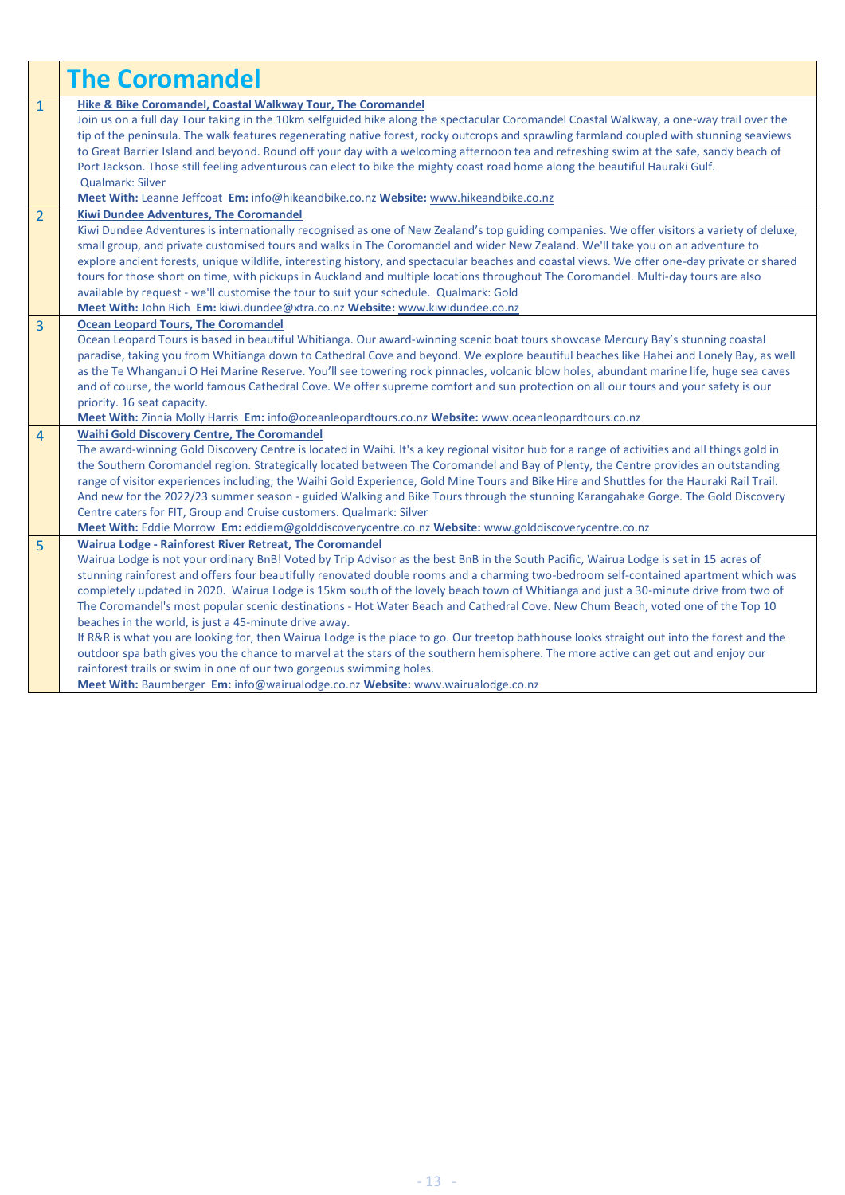| | The Coromandel |
|---|---|
| 1 | **Hike & Bike Coromandel, Coastal Walkway Tour, The Coromandel**<br>Join us on a full day Tour taking in the 10km selfguided hike along the spectacular Coromandel Coastal Walkway, a one-way trail over the tip of the peninsula. The walk features regenerating native forest, rocky outcrops and sprawling farmland coupled with stunning seaviews to Great Barrier Island and beyond. Round off your day with a welcoming afternoon tea and refreshing swim at the safe, sandy beach of Port Jackson. Those still feeling adventurous can elect to bike the mighty coast road home along the beautiful Hauraki Gulf.<br>Qualmark: Silver<br>**Meet With:** Leanne Jeffcoat **Em:** info@hikeandbike.co.nz **Website:** www.hikeandbike.co.nz |
| 2 | **Kiwi Dundee Adventures, The Coromandel**<br>Kiwi Dundee Adventures is internationally recognised as one of New Zealand's top guiding companies. We offer visitors a variety of deluxe, small group, and private customised tours and walks in The Coromandel and wider New Zealand. We'll take you on an adventure to explore ancient forests, unique wildlife, interesting history, and spectacular beaches and coastal views. We offer one-day private or shared tours for those short on time, with pickups in Auckland and multiple locations throughout The Coromandel. Multi-day tours are also available by request - we'll customise the tour to suit your schedule. Qualmark: Gold<br>**Meet With:** John Rich **Em:** kiwi.dundee@xtra.co.nz **Website:** www.kiwidundee.co.nz |
| 3 | **Ocean Leopard Tours, The Coromandel**<br>Ocean Leopard Tours is based in beautiful Whitianga. Our award-winning scenic boat tours showcase Mercury Bay's stunning coastal paradise, taking you from Whitianga down to Cathedral Cove and beyond. We explore beautiful beaches like Hahei and Lonely Bay, as well as the Te Whanganui O Hei Marine Reserve. You'll see towering rock pinnacles, volcanic blow holes, abundant marine life, huge sea caves and of course, the world famous Cathedral Cove. We offer supreme comfort and sun protection on all our tours and your safety is our priority. 16 seat capacity.<br>**Meet With:** Zinnia Molly Harris **Em:** info@oceanleopardtours.co.nz **Website:** www.oceanleopardtours.co.nz |
| 4 | **Waihi Gold Discovery Centre, The Coromandel**<br>The award-winning Gold Discovery Centre is located in Waihi. It's a key regional visitor hub for a range of activities and all things gold in the Southern Coromandel region. Strategically located between The Coromandel and Bay of Plenty, the Centre provides an outstanding range of visitor experiences including; the Waihi Gold Experience, Gold Mine Tours and Bike Hire and Shuttles for the Hauraki Rail Trail. And new for the 2022/23 summer season - guided Walking and Bike Tours through the stunning Karangahake Gorge. The Gold Discovery Centre caters for FIT, Group and Cruise customers. Qualmark: Silver<br>**Meet With:** Eddie Morrow **Em:** eddiem@golddiscoverycentre.co.nz **Website:** www.golddiscoverycentre.co.nz |
| 5 | **Wairua Lodge - Rainforest River Retreat, The Coromandel**<br>Wairua Lodge is not your ordinary BnB! Voted by Trip Advisor as the best BnB in the South Pacific, Wairua Lodge is set in 15 acres of stunning rainforest and offers four beautifully renovated double rooms and a charming two-bedroom self-contained apartment which was completely updated in 2020. Wairua Lodge is 15km south of the lovely beach town of Whitianga and just a 30-minute drive from two of The Coromandel's most popular scenic destinations - Hot Water Beach and Cathedral Cove. New Chum Beach, voted one of the Top 10 beaches in the world, is just a 45-minute drive away.<br>If R&R is what you are looking for, then Wairua Lodge is the place to go. Our treetop bathhouse looks straight out into the forest and the outdoor spa bath gives you the chance to marvel at the stars of the southern hemisphere. The more active can get out and enjoy our rainforest trails or swim in one of our two gorgeous swimming holes.<br>**Meet With:** Baumberger **Em:** info@wairualodge.co.nz **Website:** www.wairualodge.co.nz |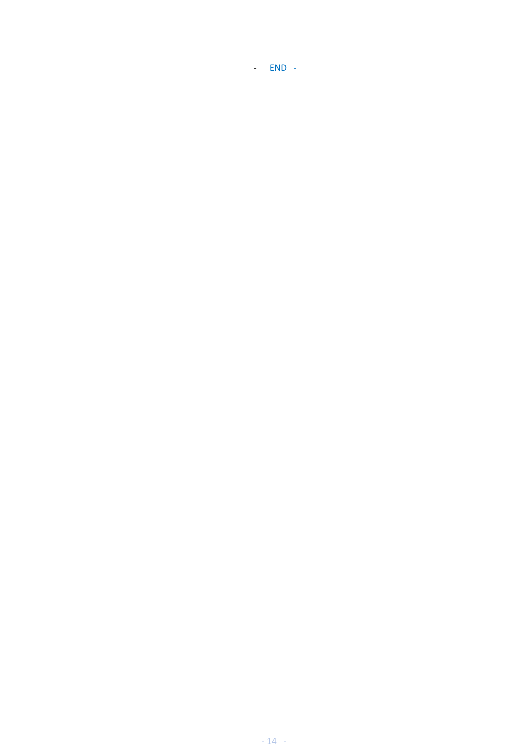- END -